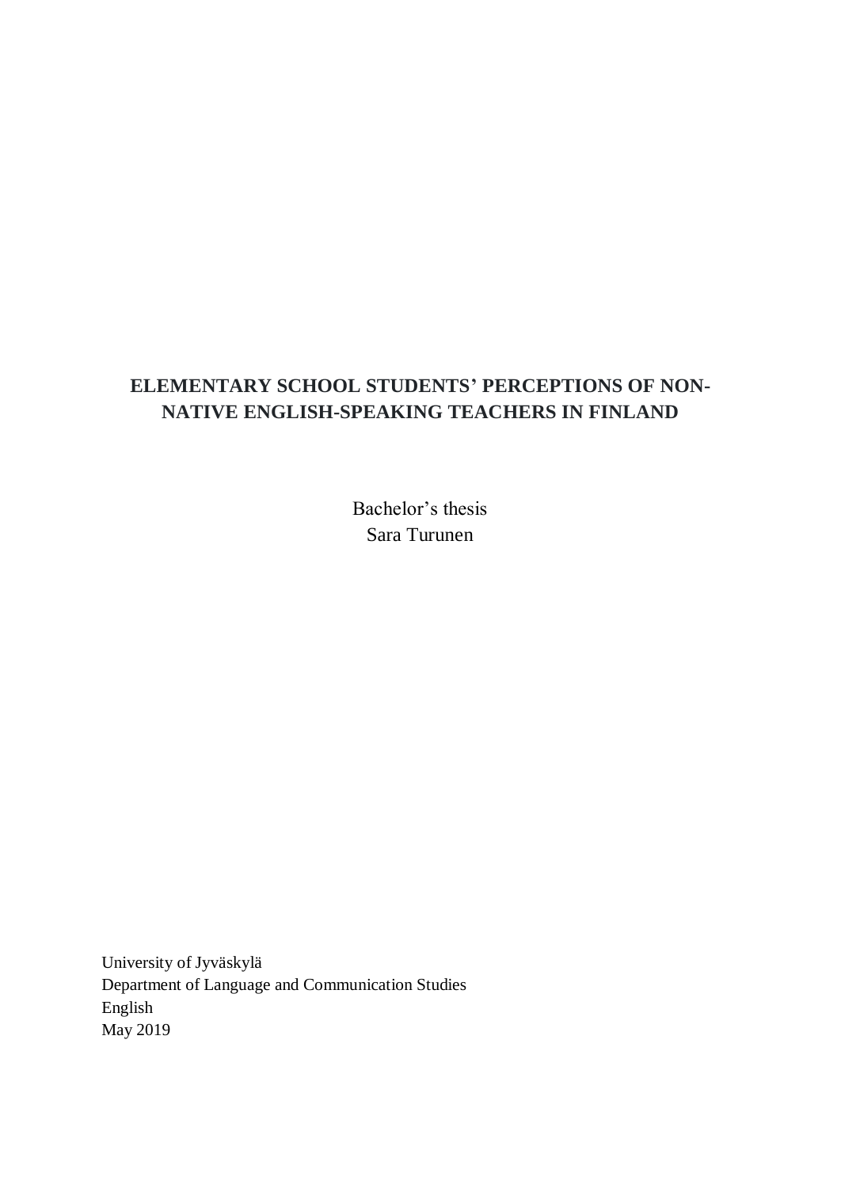# ELEMENTARY SCHOOL STUDENTS' PERCEPTIONS OF NON-NATIVE ENGLISH-SPEAKING TEACHERS IN FINLAND

Bachelor's thesis
Sara Turunen

University of Jyväskylä
Department of Language and Communication Studies
English
May 2019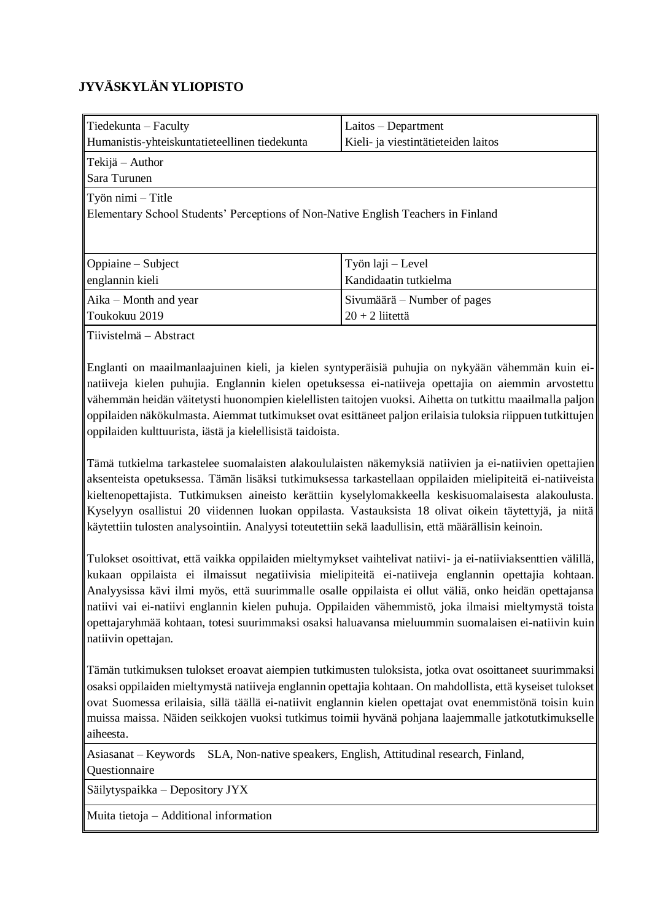**JYVÄSKYLÄN YLIOPISTO**

| Tiedekunta – Faculty<br>Humanistis-yhteiskuntatieteellinen tiedekunta | Laitos – Department<br>Kieli- ja viestintätieteiden laitos |
|---|---|
| Tekijä – Author<br>Sara Turunen | |
| Työn nimi – Title<br>Elementary School Students' Perceptions of Non-Native English Teachers in Finland | |
| Oppiaine – Subject<br>englannin kieli | Työn laji – Level<br>Kandidaatin tutkielma |
| Aika – Month and year<br>Toukokuu 2019 | Sivumäärä – Number of pages<br>20 + 2 liitettä |

Tiivistelmä – Abstract

Englanti on maailmanlaajuinen kieli, ja kielen syntyperäisiä puhujia on nykyään vähemmän kuin ei-natiiveja kielen puhujia. Englannin kielen opetuksessa ei-natiiveja opettajia on aiemmin arvostettu vähemmän heidän väitetysti huonompien kielellisten taitojen vuoksi. Aihetta on tutkittu maailmalla paljon oppilaiden näkökulmasta. Aiemmat tutkimukset ovat esittäneet paljon erilaisia tuloksia riippuen tutkittujen oppilaiden kulttuurista, iästä ja kielellisistä taidoista.

Tämä tutkielma tarkastelee suomalaisten alakoululaisten näkemyksiä natiivien ja ei-natiivien opettajien aksenteista opetuksessa. Tämän lisäksi tutkimuksessa tarkastellaan oppilaiden mielipiteitä ei-natiiveista kieltenopettajista. Tutkimuksen aineisto kerättiin kyselylomakkeella keskisuomalaisesta alakoulusta. Kyselyyn osallistui 20 viidennen luokan oppilasta. Vastauksista 18 olivat oikein täytettyjä, ja niitä käytettiin tulosten analysointiin. Analyysi toteutettiin sekä laadullisin, että määrällisin keinoin.

Tulokset osoittivat, että vaikka oppilaiden mieltymykset vaihtelivat natiivi- ja ei-natiiviaksenttien välillä, kukaan oppilaista ei ilmaissut negatiivisia mielipiteitä ei-natiiveja englannin opettajia kohtaan. Analyysissa kävi ilmi myös, että suurimmalle osalle oppilaista ei ollut väliä, onko heidän opettajansa natiivi vai ei-natiivi englannin kielen puhuja. Oppilaiden vähemmistö, joka ilmaisi mieltymystä toista opettajaryhmää kohtaan, totesi suurimmaksi osaksi haluavansa mieluummin suomalaisen ei-natiivin kuin natiivin opettajan.

Tämän tutkimuksen tulokset eroavat aiempien tutkimusten tuloksista, jotka ovat osoittaneet suurimmaksi osaksi oppilaiden mieltymystä natiiveja englannin opettajia kohtaan. On mahdollista, että kyseiset tulokset ovat Suomessa erilaisia, sillä täällä ei-natiivit englannin kielen opettajat ovat enemmistönä toisin kuin muissa maissa. Näiden seikkojen vuoksi tutkimus toimii hyvänä pohjana laajemmalle jatkotutkimukselle aiheesta.

Asiasanat – Keywords SLA, Non-native speakers, English, Attitudinal research, Finland, Questionnaire

Säilytyspaikka – Depository JYX

Muita tietoja – Additional information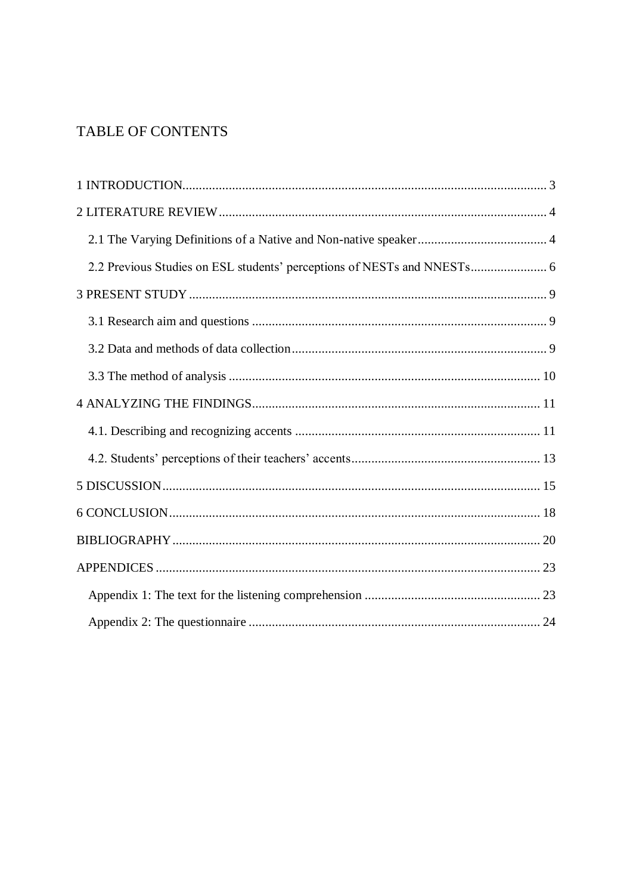# TABLE OF CONTENTS

1 INTRODUCTION ........................................................................................................ 3

2 LITERATURE REVIEW .............................................................................................. 4

2.1 The Varying Definitions of a Native and Non-native speaker ....................................... 4

2.2 Previous Studies on ESL students' perceptions of NESTs and NNESTs ....................... 6

3 PRESENT STUDY ....................................................................................................... 9

3.1 Research aim and questions ........................................................................................ 9

3.2 Data and methods of data collection ............................................................................ 9

3.3 The method of analysis ............................................................................................. 10

4 ANALYZING THE FINDINGS .................................................................................... 11

4.1. Describing and recognizing accents .......................................................................... 11

4.2. Students' perceptions of their teachers' accents ......................................................... 13

5 DISCUSSION ............................................................................................................. 15

6 CONCLUSION ........................................................................................................... 18

BIBLIOGRAPHY .......................................................................................................... 20

APPENDICES ............................................................................................................... 23

Appendix 1: The text for the listening comprehension ..................................................... 23

Appendix 2: The questionnaire ........................................................................................ 24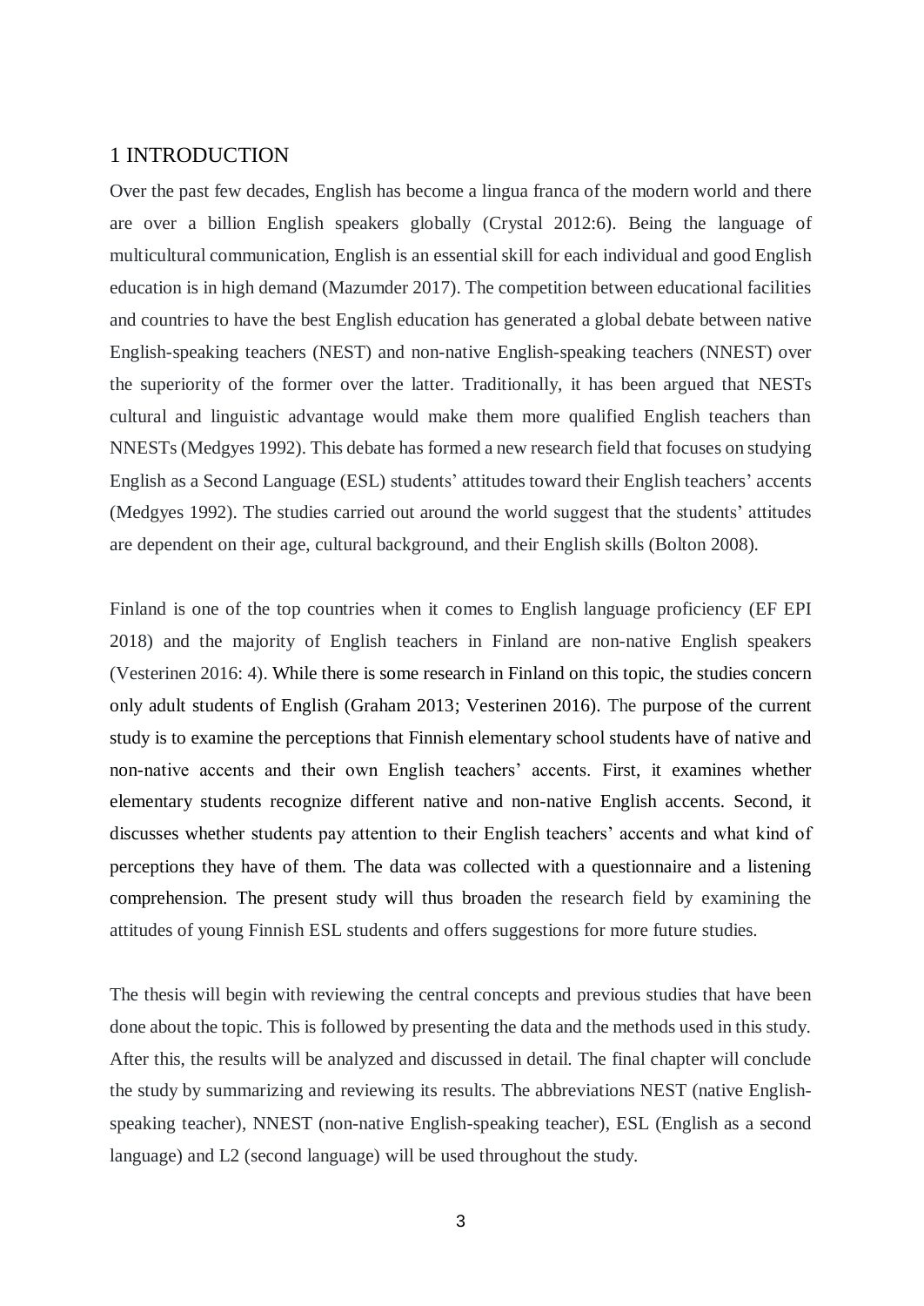# 1 INTRODUCTION

Over the past few decades, English has become a lingua franca of the modern world and there are over a billion English speakers globally (Crystal 2012:6). Being the language of multicultural communication, English is an essential skill for each individual and good English education is in high demand (Mazumder 2017). The competition between educational facilities and countries to have the best English education has generated a global debate between native English-speaking teachers (NEST) and non-native English-speaking teachers (NNEST) over the superiority of the former over the latter. Traditionally, it has been argued that NESTs cultural and linguistic advantage would make them more qualified English teachers than NNESTs (Medgyes 1992). This debate has formed a new research field that focuses on studying English as a Second Language (ESL) students' attitudes toward their English teachers' accents (Medgyes 1992). The studies carried out around the world suggest that the students' attitudes are dependent on their age, cultural background, and their English skills (Bolton 2008).

Finland is one of the top countries when it comes to English language proficiency (EF EPI 2018) and the majority of English teachers in Finland are non-native English speakers (Vesterinen 2016: 4). While there is some research in Finland on this topic, the studies concern only adult students of English (Graham 2013; Vesterinen 2016). The purpose of the current study is to examine the perceptions that Finnish elementary school students have of native and non-native accents and their own English teachers' accents. First, it examines whether elementary students recognize different native and non-native English accents. Second, it discusses whether students pay attention to their English teachers' accents and what kind of perceptions they have of them. The data was collected with a questionnaire and a listening comprehension. The present study will thus broaden the research field by examining the attitudes of young Finnish ESL students and offers suggestions for more future studies.

The thesis will begin with reviewing the central concepts and previous studies that have been done about the topic. This is followed by presenting the data and the methods used in this study. After this, the results will be analyzed and discussed in detail. The final chapter will conclude the study by summarizing and reviewing its results. The abbreviations NEST (native English-speaking teacher), NNEST (non-native English-speaking teacher), ESL (English as a second language) and L2 (second language) will be used throughout the study.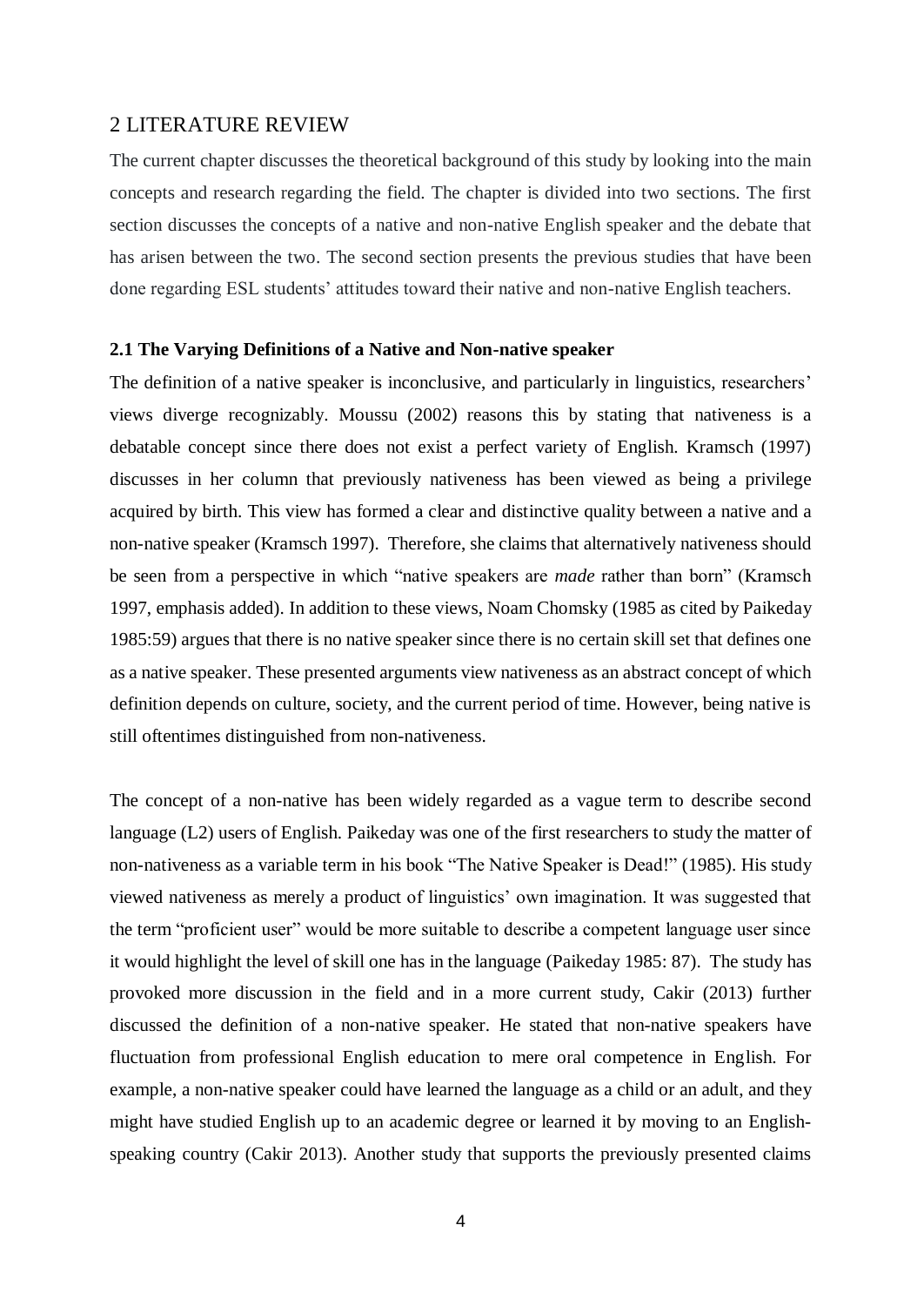# 2 LITERATURE REVIEW

The current chapter discusses the theoretical background of this study by looking into the main concepts and research regarding the field. The chapter is divided into two sections. The first section discusses the concepts of a native and non-native English speaker and the debate that has arisen between the two. The second section presents the previous studies that have been done regarding ESL students' attitudes toward their native and non-native English teachers.

## 2.1 The Varying Definitions of a Native and Non-native speaker

The definition of a native speaker is inconclusive, and particularly in linguistics, researchers' views diverge recognizably. Moussu (2002) reasons this by stating that nativeness is a debatable concept since there does not exist a perfect variety of English. Kramsch (1997) discusses in her column that previously nativeness has been viewed as being a privilege acquired by birth. This view has formed a clear and distinctive quality between a native and a non-native speaker (Kramsch 1997). Therefore, she claims that alternatively nativeness should be seen from a perspective in which "native speakers are *made* rather than born" (Kramsch 1997, emphasis added). In addition to these views, Noam Chomsky (1985 as cited by Paikeday 1985:59) argues that there is no native speaker since there is no certain skill set that defines one as a native speaker. These presented arguments view nativeness as an abstract concept of which definition depends on culture, society, and the current period of time. However, being native is still oftentimes distinguished from non-nativeness.

The concept of a non-native has been widely regarded as a vague term to describe second language (L2) users of English. Paikeday was one of the first researchers to study the matter of non-nativeness as a variable term in his book "The Native Speaker is Dead!" (1985). His study viewed nativeness as merely a product of linguistics' own imagination. It was suggested that the term "proficient user" would be more suitable to describe a competent language user since it would highlight the level of skill one has in the language (Paikeday 1985: 87). The study has provoked more discussion in the field and in a more current study, Cakir (2013) further discussed the definition of a non-native speaker. He stated that non-native speakers have fluctuation from professional English education to mere oral competence in English. For example, a non-native speaker could have learned the language as a child or an adult, and they might have studied English up to an academic degree or learned it by moving to an English-speaking country (Cakir 2013). Another study that supports the previously presented claims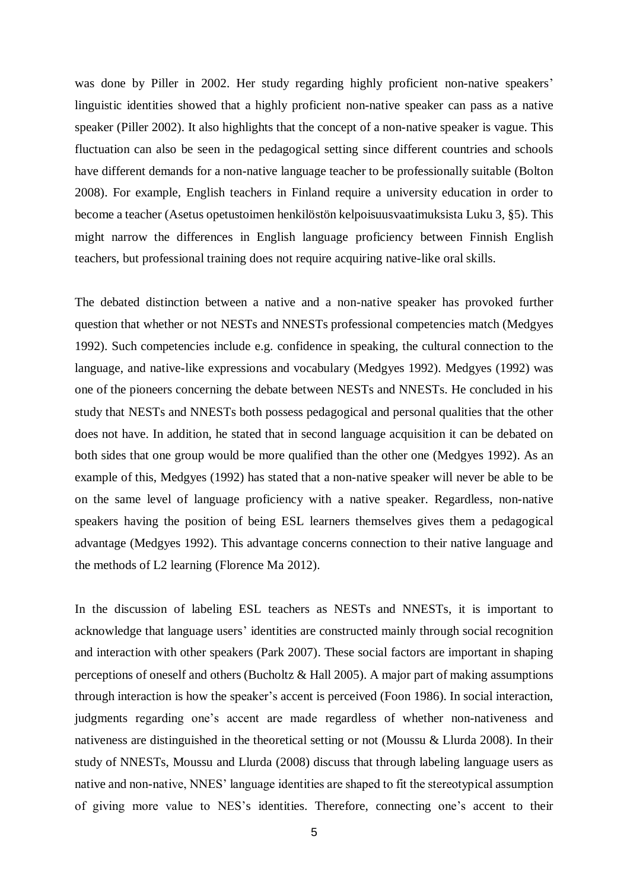was done by Piller in 2002. Her study regarding highly proficient non-native speakers' linguistic identities showed that a highly proficient non-native speaker can pass as a native speaker (Piller 2002). It also highlights that the concept of a non-native speaker is vague. This fluctuation can also be seen in the pedagogical setting since different countries and schools have different demands for a non-native language teacher to be professionally suitable (Bolton 2008). For example, English teachers in Finland require a university education in order to become a teacher (Asetus opetustoimen henkilöstön kelpoisuusvaatimuksista Luku 3, §5). This might narrow the differences in English language proficiency between Finnish English teachers, but professional training does not require acquiring native-like oral skills.

The debated distinction between a native and a non-native speaker has provoked further question that whether or not NESTs and NNESTs professional competencies match (Medgyes 1992). Such competencies include e.g. confidence in speaking, the cultural connection to the language, and native-like expressions and vocabulary (Medgyes 1992). Medgyes (1992) was one of the pioneers concerning the debate between NESTs and NNESTs. He concluded in his study that NESTs and NNESTs both possess pedagogical and personal qualities that the other does not have. In addition, he stated that in second language acquisition it can be debated on both sides that one group would be more qualified than the other one (Medgyes 1992). As an example of this, Medgyes (1992) has stated that a non-native speaker will never be able to be on the same level of language proficiency with a native speaker. Regardless, non-native speakers having the position of being ESL learners themselves gives them a pedagogical advantage (Medgyes 1992). This advantage concerns connection to their native language and the methods of L2 learning (Florence Ma 2012).

In the discussion of labeling ESL teachers as NESTs and NNESTs, it is important to acknowledge that language users' identities are constructed mainly through social recognition and interaction with other speakers (Park 2007). These social factors are important in shaping perceptions of oneself and others (Bucholtz & Hall 2005). A major part of making assumptions through interaction is how the speaker's accent is perceived (Foon 1986). In social interaction, judgments regarding one's accent are made regardless of whether non-nativeness and nativeness are distinguished in the theoretical setting or not (Moussu & Llurda 2008). In their study of NNESTs, Moussu and Llurda (2008) discuss that through labeling language users as native and non-native, NNES' language identities are shaped to fit the stereotypical assumption of giving more value to NES's identities. Therefore, connecting one's accent to their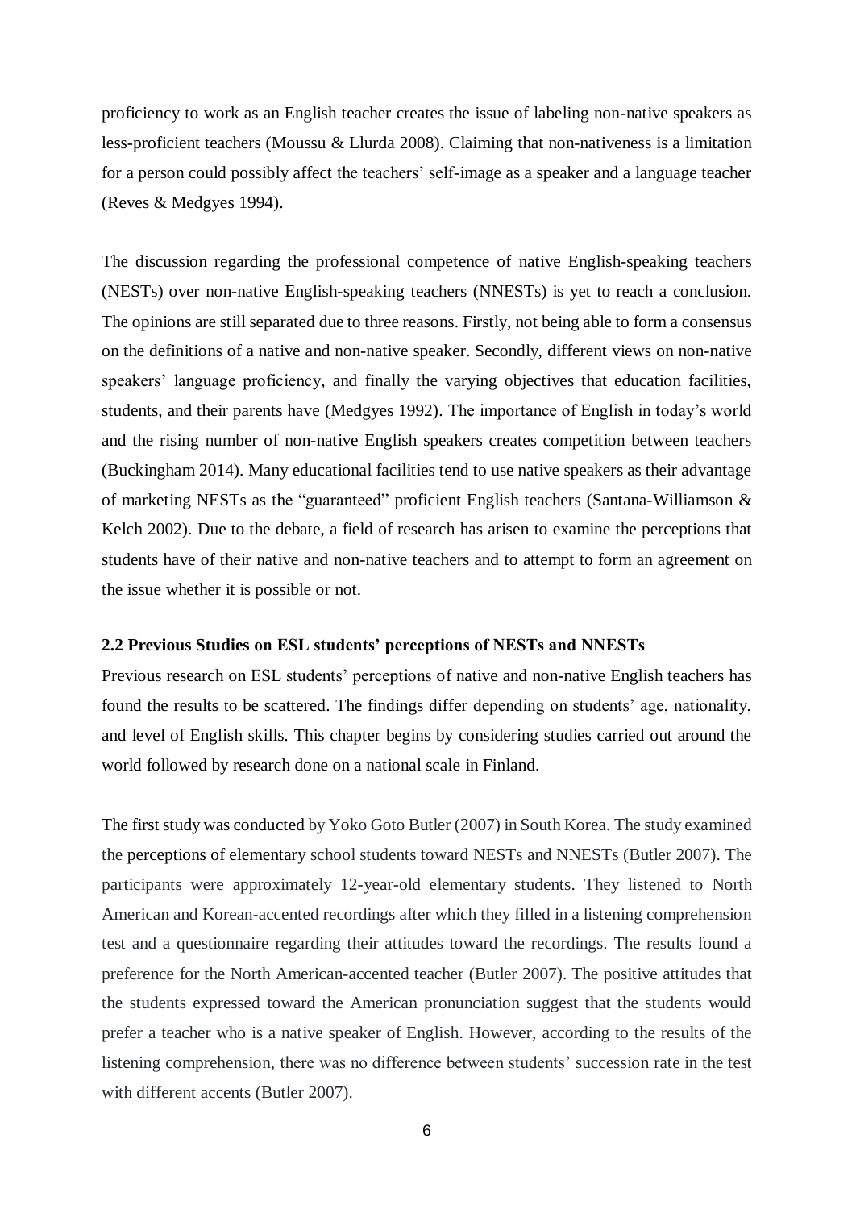proficiency to work as an English teacher creates the issue of labeling non-native speakers as less-proficient teachers (Moussu & Llurda 2008). Claiming that non-nativeness is a limitation for a person could possibly affect the teachers' self-image as a speaker and a language teacher (Reves & Medgyes 1994).

The discussion regarding the professional competence of native English-speaking teachers (NESTs) over non-native English-speaking teachers (NNESTs) is yet to reach a conclusion. The opinions are still separated due to three reasons. Firstly, not being able to form a consensus on the definitions of a native and non-native speaker. Secondly, different views on non-native speakers' language proficiency, and finally the varying objectives that education facilities, students, and their parents have (Medgyes 1992). The importance of English in today's world and the rising number of non-native English speakers creates competition between teachers (Buckingham 2014). Many educational facilities tend to use native speakers as their advantage of marketing NESTs as the "guaranteed" proficient English teachers (Santana-Williamson & Kelch 2002). Due to the debate, a field of research has arisen to examine the perceptions that students have of their native and non-native teachers and to attempt to form an agreement on the issue whether it is possible or not.

## 2.2 Previous Studies on ESL students' perceptions of NESTs and NNESTs

Previous research on ESL students' perceptions of native and non-native English teachers has found the results to be scattered. The findings differ depending on students' age, nationality, and level of English skills. This chapter begins by considering studies carried out around the world followed by research done on a national scale in Finland.

The first study was conducted by Yoko Goto Butler (2007) in South Korea. The study examined the perceptions of elementary school students toward NESTs and NNESTs (Butler 2007). The participants were approximately 12-year-old elementary students. They listened to North American and Korean-accented recordings after which they filled in a listening comprehension test and a questionnaire regarding their attitudes toward the recordings. The results found a preference for the North American-accented teacher (Butler 2007). The positive attitudes that the students expressed toward the American pronunciation suggest that the students would prefer a teacher who is a native speaker of English. However, according to the results of the listening comprehension, there was no difference between students' succession rate in the test with different accents (Butler 2007).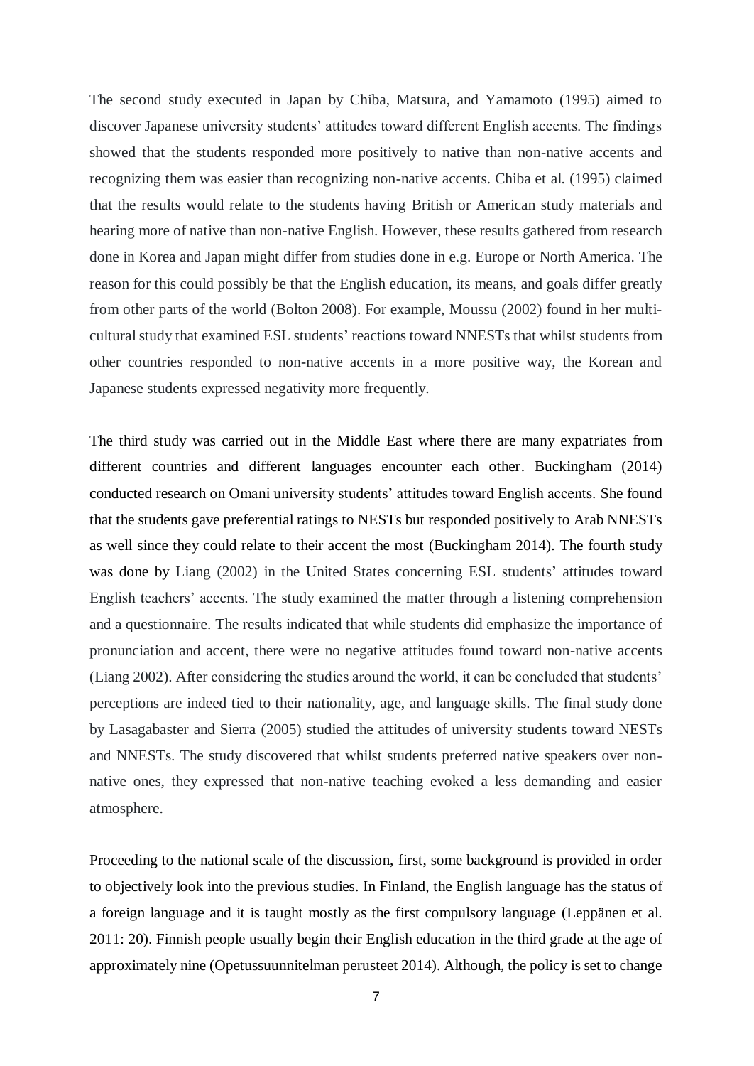The second study executed in Japan by Chiba, Matsura, and Yamamoto (1995) aimed to discover Japanese university students' attitudes toward different English accents. The findings showed that the students responded more positively to native than non-native accents and recognizing them was easier than recognizing non-native accents. Chiba et al. (1995) claimed that the results would relate to the students having British or American study materials and hearing more of native than non-native English. However, these results gathered from research done in Korea and Japan might differ from studies done in e.g. Europe or North America. The reason for this could possibly be that the English education, its means, and goals differ greatly from other parts of the world (Bolton 2008). For example, Moussu (2002) found in her multi-cultural study that examined ESL students' reactions toward NNESTs that whilst students from other countries responded to non-native accents in a more positive way, the Korean and Japanese students expressed negativity more frequently.

The third study was carried out in the Middle East where there are many expatriates from different countries and different languages encounter each other. Buckingham (2014) conducted research on Omani university students' attitudes toward English accents. She found that the students gave preferential ratings to NESTs but responded positively to Arab NNESTs as well since they could relate to their accent the most (Buckingham 2014). The fourth study was done by Liang (2002) in the United States concerning ESL students' attitudes toward English teachers' accents. The study examined the matter through a listening comprehension and a questionnaire. The results indicated that while students did emphasize the importance of pronunciation and accent, there were no negative attitudes found toward non-native accents (Liang 2002). After considering the studies around the world, it can be concluded that students' perceptions are indeed tied to their nationality, age, and language skills. The final study done by Lasagabaster and Sierra (2005) studied the attitudes of university students toward NESTs and NNESTs. The study discovered that whilst students preferred native speakers over non-native ones, they expressed that non-native teaching evoked a less demanding and easier atmosphere.

Proceeding to the national scale of the discussion, first, some background is provided in order to objectively look into the previous studies. In Finland, the English language has the status of a foreign language and it is taught mostly as the first compulsory language (Leppänen et al. 2011: 20). Finnish people usually begin their English education in the third grade at the age of approximately nine (Opetussuunnitelman perusteet 2014). Although, the policy is set to change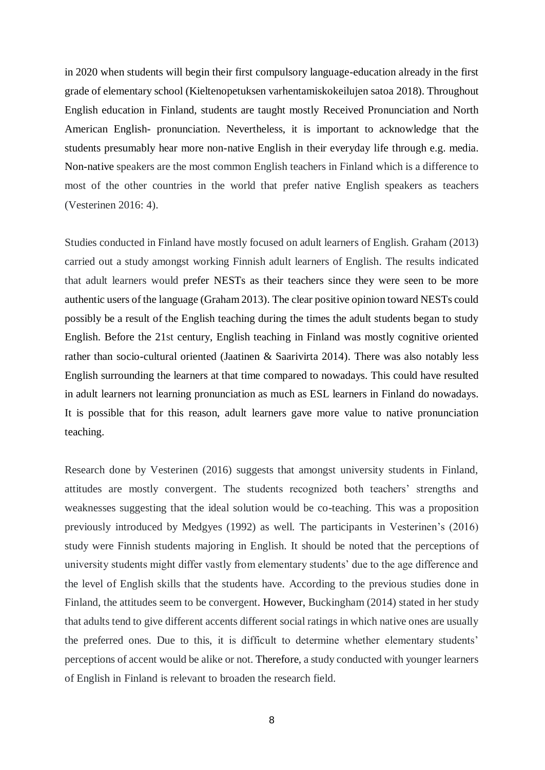in 2020 when students will begin their first compulsory language-education already in the first grade of elementary school (Kieltenopetuksen varhentamiskokeilujen satoa 2018). Throughout English education in Finland, students are taught mostly Received Pronunciation and North American English- pronunciation. Nevertheless, it is important to acknowledge that the students presumably hear more non-native English in their everyday life through e.g. media. Non-native speakers are the most common English teachers in Finland which is a difference to most of the other countries in the world that prefer native English speakers as teachers (Vesterinen 2016: 4).

Studies conducted in Finland have mostly focused on adult learners of English. Graham (2013) carried out a study amongst working Finnish adult learners of English. The results indicated that adult learners would prefer NESTs as their teachers since they were seen to be more authentic users of the language (Graham 2013). The clear positive opinion toward NESTs could possibly be a result of the English teaching during the times the adult students began to study English. Before the 21st century, English teaching in Finland was mostly cognitive oriented rather than socio-cultural oriented (Jaatinen & Saarivirta 2014). There was also notably less English surrounding the learners at that time compared to nowadays. This could have resulted in adult learners not learning pronunciation as much as ESL learners in Finland do nowadays. It is possible that for this reason, adult learners gave more value to native pronunciation teaching.

Research done by Vesterinen (2016) suggests that amongst university students in Finland, attitudes are mostly convergent. The students recognized both teachers' strengths and weaknesses suggesting that the ideal solution would be co-teaching. This was a proposition previously introduced by Medgyes (1992) as well. The participants in Vesterinen's (2016) study were Finnish students majoring in English. It should be noted that the perceptions of university students might differ vastly from elementary students' due to the age difference and the level of English skills that the students have. According to the previous studies done in Finland, the attitudes seem to be convergent. However, Buckingham (2014) stated in her study that adults tend to give different accents different social ratings in which native ones are usually the preferred ones. Due to this, it is difficult to determine whether elementary students' perceptions of accent would be alike or not. Therefore, a study conducted with younger learners of English in Finland is relevant to broaden the research field.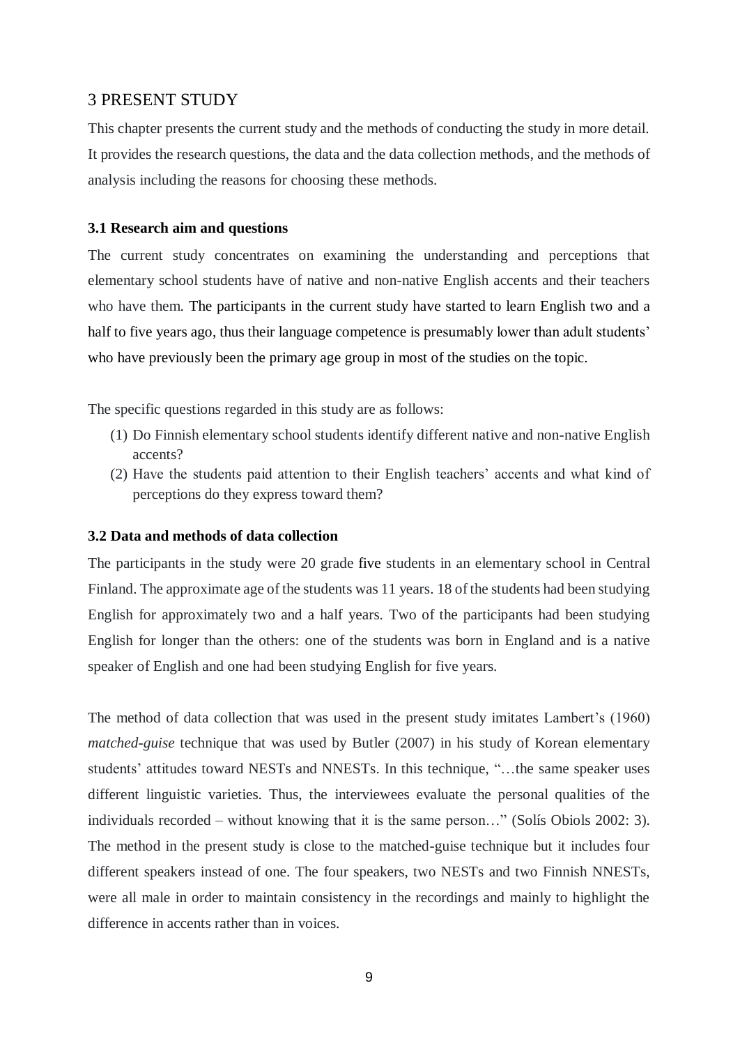## 3 PRESENT STUDY

This chapter presents the current study and the methods of conducting the study in more detail. It provides the research questions, the data and the data collection methods, and the methods of analysis including the reasons for choosing these methods.

### 3.1 Research aim and questions

The current study concentrates on examining the understanding and perceptions that elementary school students have of native and non-native English accents and their teachers who have them. The participants in the current study have started to learn English two and a half to five years ago, thus their language competence is presumably lower than adult students' who have previously been the primary age group in most of the studies on the topic.

The specific questions regarded in this study are as follows:

(1) Do Finnish elementary school students identify different native and non-native English accents?
(2) Have the students paid attention to their English teachers' accents and what kind of perceptions do they express toward them?

### 3.2 Data and methods of data collection

The participants in the study were 20 grade five students in an elementary school in Central Finland. The approximate age of the students was 11 years. 18 of the students had been studying English for approximately two and a half years. Two of the participants had been studying English for longer than the others: one of the students was born in England and is a native speaker of English and one had been studying English for five years.

The method of data collection that was used in the present study imitates Lambert's (1960) *matched-guise* technique that was used by Butler (2007) in his study of Korean elementary students' attitudes toward NESTs and NNESTs. In this technique, "…the same speaker uses different linguistic varieties. Thus, the interviewees evaluate the personal qualities of the individuals recorded – without knowing that it is the same person…" (Solís Obiols 2002: 3). The method in the present study is close to the matched-guise technique but it includes four different speakers instead of one. The four speakers, two NESTs and two Finnish NNESTs, were all male in order to maintain consistency in the recordings and mainly to highlight the difference in accents rather than in voices.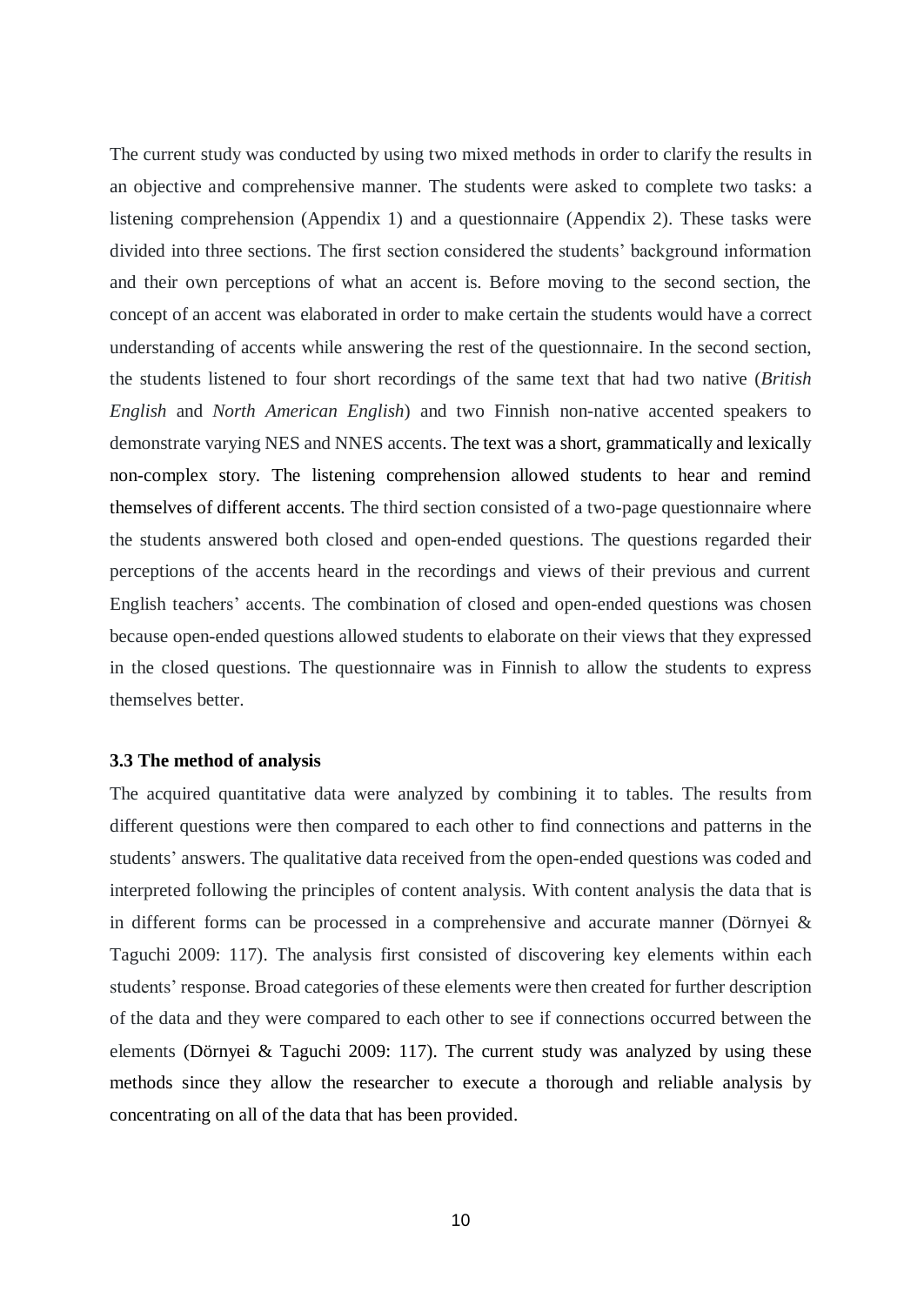The current study was conducted by using two mixed methods in order to clarify the results in an objective and comprehensive manner. The students were asked to complete two tasks: a listening comprehension (Appendix 1) and a questionnaire (Appendix 2). These tasks were divided into three sections. The first section considered the students' background information and their own perceptions of what an accent is. Before moving to the second section, the concept of an accent was elaborated in order to make certain the students would have a correct understanding of accents while answering the rest of the questionnaire. In the second section, the students listened to four short recordings of the same text that had two native (*British English* and *North American English*) and two Finnish non-native accented speakers to demonstrate varying NES and NNES accents. The text was a short, grammatically and lexically non-complex story. The listening comprehension allowed students to hear and remind themselves of different accents. The third section consisted of a two-page questionnaire where the students answered both closed and open-ended questions. The questions regarded their perceptions of the accents heard in the recordings and views of their previous and current English teachers' accents. The combination of closed and open-ended questions was chosen because open-ended questions allowed students to elaborate on their views that they expressed in the closed questions. The questionnaire was in Finnish to allow the students to express themselves better.

### 3.3 The method of analysis

The acquired quantitative data were analyzed by combining it to tables. The results from different questions were then compared to each other to find connections and patterns in the students' answers. The qualitative data received from the open-ended questions was coded and interpreted following the principles of content analysis. With content analysis the data that is in different forms can be processed in a comprehensive and accurate manner (Dörnyei & Taguchi 2009: 117). The analysis first consisted of discovering key elements within each students' response. Broad categories of these elements were then created for further description of the data and they were compared to each other to see if connections occurred between the elements (Dörnyei & Taguchi 2009: 117). The current study was analyzed by using these methods since they allow the researcher to execute a thorough and reliable analysis by concentrating on all of the data that has been provided.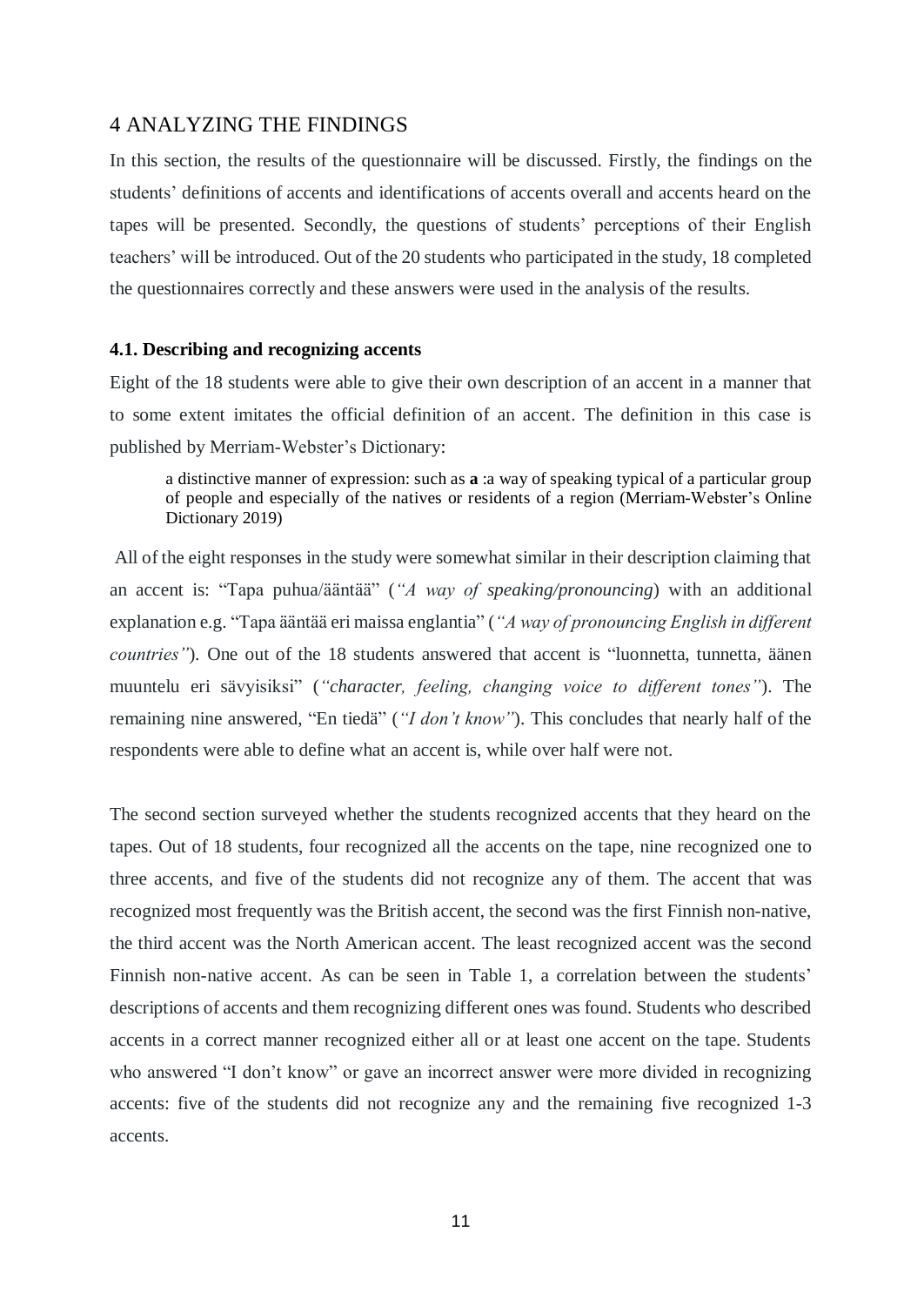# 4 ANALYZING THE FINDINGS

In this section, the results of the questionnaire will be discussed. Firstly, the findings on the students' definitions of accents and identifications of accents overall and accents heard on the tapes will be presented. Secondly, the questions of students' perceptions of their English teachers' will be introduced. Out of the 20 students who participated in the study, 18 completed the questionnaires correctly and these answers were used in the analysis of the results.

### 4.1. Describing and recognizing accents

Eight of the 18 students were able to give their own description of an accent in a manner that to some extent imitates the official definition of an accent. The definition in this case is published by Merriam-Webster's Dictionary:

> a distinctive manner of expression: such as **a** :a way of speaking typical of a particular group of people and especially of the natives or residents of a region (Merriam-Webster's Online Dictionary 2019)

All of the eight responses in the study were somewhat similar in their description claiming that an accent is: "Tapa puhua/ääntää" (*"A way of speaking/pronouncing*) with an additional explanation e.g. "Tapa ääntää eri maissa englantia" (*"A way of pronouncing English in different countries"*). One out of the 18 students answered that accent is "luonnetta, tunnetta, äänen muuntelu eri sävyisiksi" (*"character, feeling, changing voice to different tones"*). The remaining nine answered, "En tiedä" (*"I don't know"*). This concludes that nearly half of the respondents were able to define what an accent is, while over half were not.

The second section surveyed whether the students recognized accents that they heard on the tapes. Out of 18 students, four recognized all the accents on the tape, nine recognized one to three accents, and five of the students did not recognize any of them. The accent that was recognized most frequently was the British accent, the second was the first Finnish non-native, the third accent was the North American accent. The least recognized accent was the second Finnish non-native accent. As can be seen in Table 1, a correlation between the students' descriptions of accents and them recognizing different ones was found. Students who described accents in a correct manner recognized either all or at least one accent on the tape. Students who answered "I don't know" or gave an incorrect answer were more divided in recognizing accents: five of the students did not recognize any and the remaining five recognized 1-3 accents.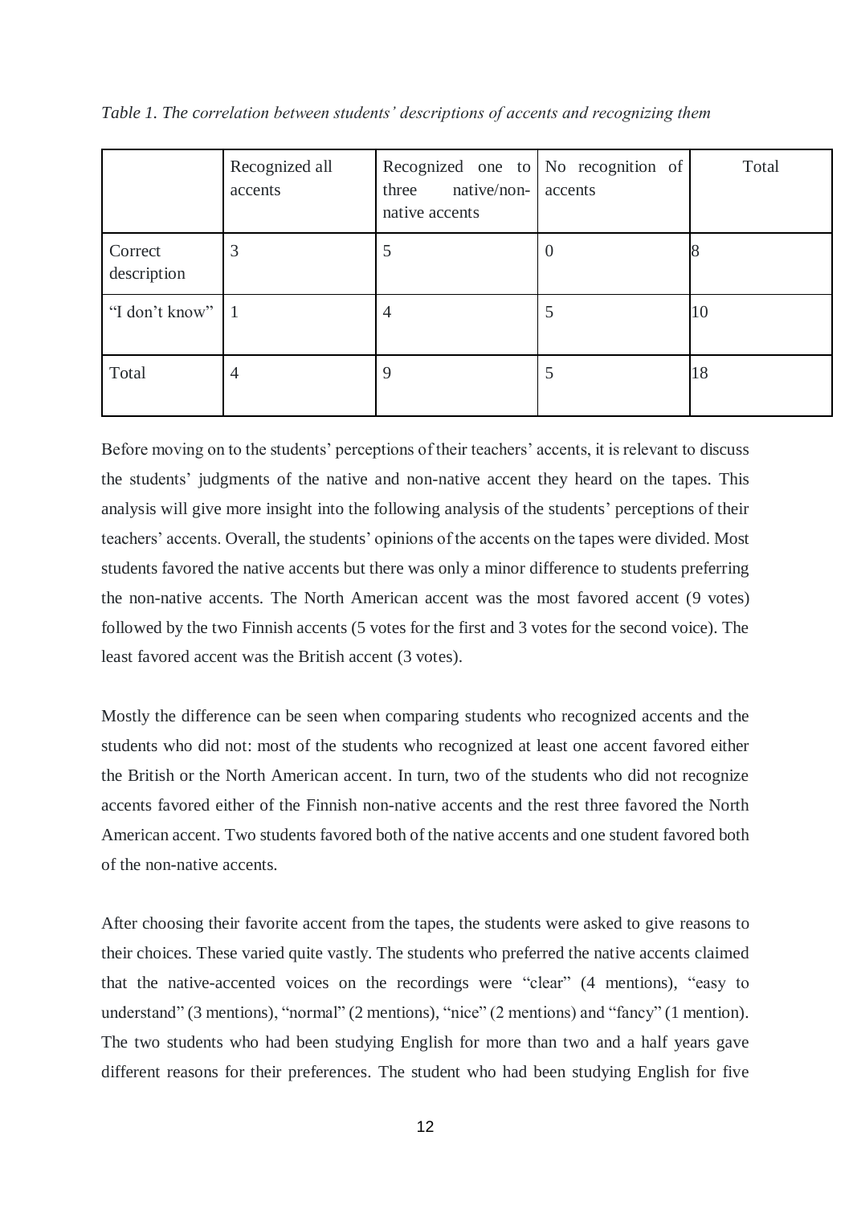*Table 1. The correlation between students' descriptions of accents and recognizing them*

| | Recognized all accents | Recognized one to three native/non-native accents | No recognition of accents | Total |
|---|---|---|---|---|
| Correct description | 3 | 5 | 0 | 8 |
| "I don't know" | 1 | 4 | 5 | 10 |
| Total | 4 | 9 | 5 | 18 |

Before moving on to the students' perceptions of their teachers' accents, it is relevant to discuss the students' judgments of the native and non-native accent they heard on the tapes. This analysis will give more insight into the following analysis of the students' perceptions of their teachers' accents. Overall, the students' opinions of the accents on the tapes were divided. Most students favored the native accents but there was only a minor difference to students preferring the non-native accents. The North American accent was the most favored accent (9 votes) followed by the two Finnish accents (5 votes for the first and 3 votes for the second voice). The least favored accent was the British accent (3 votes).

Mostly the difference can be seen when comparing students who recognized accents and the students who did not: most of the students who recognized at least one accent favored either the British or the North American accent. In turn, two of the students who did not recognize accents favored either of the Finnish non-native accents and the rest three favored the North American accent. Two students favored both of the native accents and one student favored both of the non-native accents.

After choosing their favorite accent from the tapes, the students were asked to give reasons to their choices. These varied quite vastly. The students who preferred the native accents claimed that the native-accented voices on the recordings were "clear" (4 mentions), "easy to understand" (3 mentions), "normal" (2 mentions), "nice" (2 mentions) and "fancy" (1 mention). The two students who had been studying English for more than two and a half years gave different reasons for their preferences. The student who had been studying English for five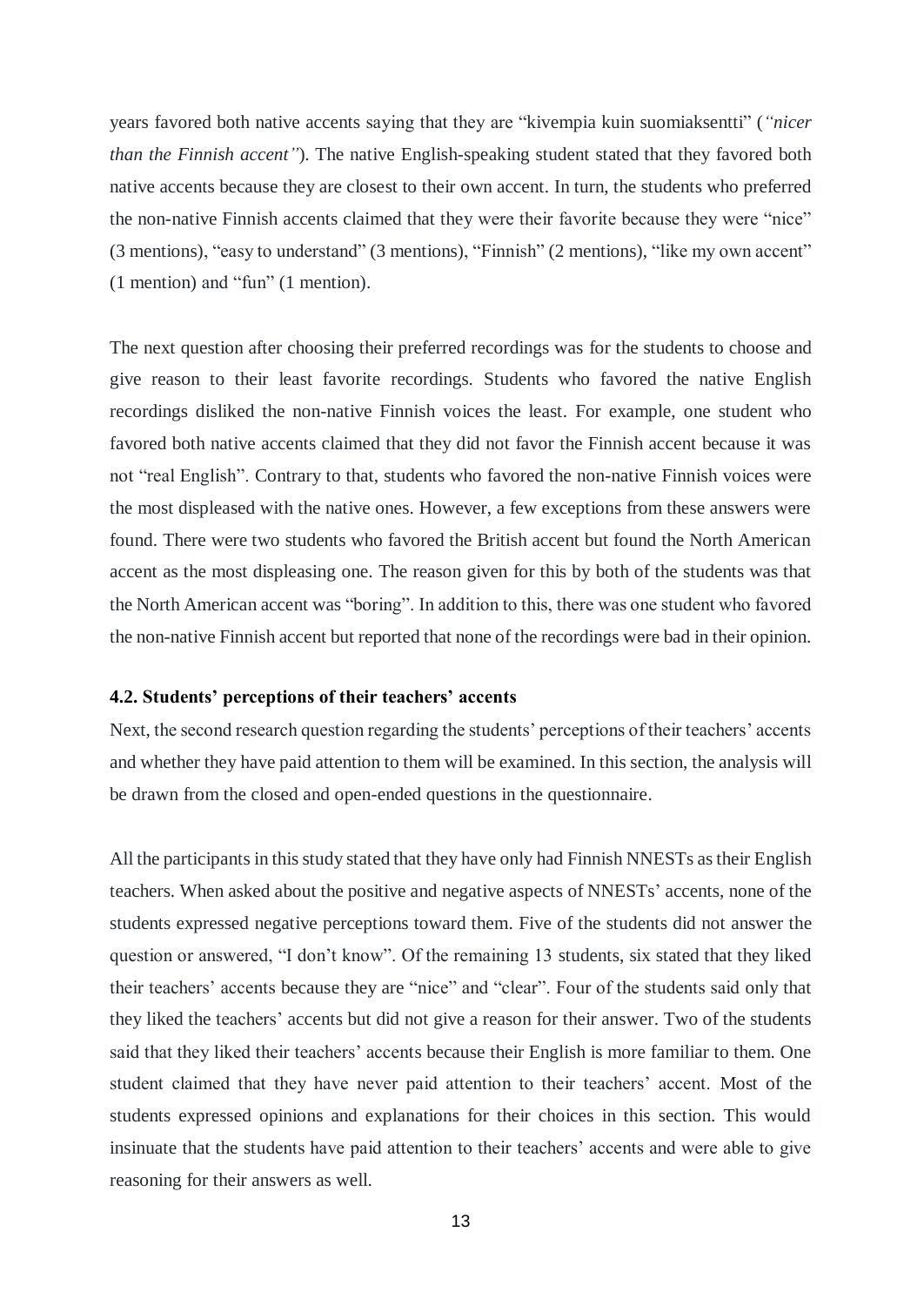years favored both native accents saying that they are "kivempia kuin suomiaksentti" (*"nicer than the Finnish accent"*). The native English-speaking student stated that they favored both native accents because they are closest to their own accent. In turn, the students who preferred the non-native Finnish accents claimed that they were their favorite because they were "nice" (3 mentions), "easy to understand" (3 mentions), "Finnish" (2 mentions), "like my own accent" (1 mention) and "fun" (1 mention).

The next question after choosing their preferred recordings was for the students to choose and give reason to their least favorite recordings. Students who favored the native English recordings disliked the non-native Finnish voices the least. For example, one student who favored both native accents claimed that they did not favor the Finnish accent because it was not "real English". Contrary to that, students who favored the non-native Finnish voices were the most displeased with the native ones. However, a few exceptions from these answers were found. There were two students who favored the British accent but found the North American accent as the most displeasing one. The reason given for this by both of the students was that the North American accent was "boring". In addition to this, there was one student who favored the non-native Finnish accent but reported that none of the recordings were bad in their opinion.

### 4.2. Students' perceptions of their teachers' accents

Next, the second research question regarding the students' perceptions of their teachers' accents and whether they have paid attention to them will be examined. In this section, the analysis will be drawn from the closed and open-ended questions in the questionnaire.

All the participants in this study stated that they have only had Finnish NNESTs as their English teachers. When asked about the positive and negative aspects of NNESTs' accents, none of the students expressed negative perceptions toward them. Five of the students did not answer the question or answered, "I don't know". Of the remaining 13 students, six stated that they liked their teachers' accents because they are "nice" and "clear". Four of the students said only that they liked the teachers' accents but did not give a reason for their answer. Two of the students said that they liked their teachers' accents because their English is more familiar to them. One student claimed that they have never paid attention to their teachers' accent. Most of the students expressed opinions and explanations for their choices in this section. This would insinuate that the students have paid attention to their teachers' accents and were able to give reasoning for their answers as well.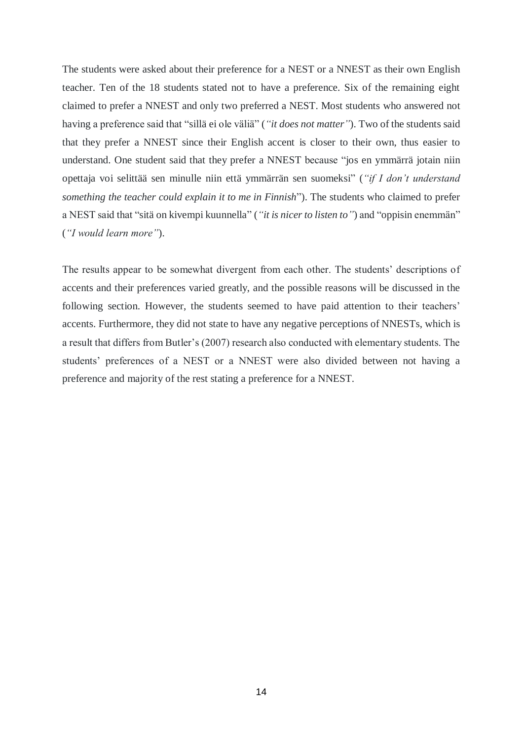The students were asked about their preference for a NEST or a NNEST as their own English teacher. Ten of the 18 students stated not to have a preference. Six of the remaining eight claimed to prefer a NNEST and only two preferred a NEST. Most students who answered not having a preference said that "sillä ei ole väliä" (*"it does not matter"*). Two of the students said that they prefer a NNEST since their English accent is closer to their own, thus easier to understand. One student said that they prefer a NNEST because "jos en ymmärrä jotain niin opettaja voi selittää sen minulle niin että ymmärrän sen suomeksi" (*"if I don't understand something the teacher could explain it to me in Finnish*"). The students who claimed to prefer a NEST said that "sitä on kivempi kuunnella" (*"it is nicer to listen to"*) and "oppisin enemmän" (*"I would learn more"*).

The results appear to be somewhat divergent from each other. The students' descriptions of accents and their preferences varied greatly, and the possible reasons will be discussed in the following section. However, the students seemed to have paid attention to their teachers' accents. Furthermore, they did not state to have any negative perceptions of NNESTs, which is a result that differs from Butler's (2007) research also conducted with elementary students. The students' preferences of a NEST or a NNEST were also divided between not having a preference and majority of the rest stating a preference for a NNEST.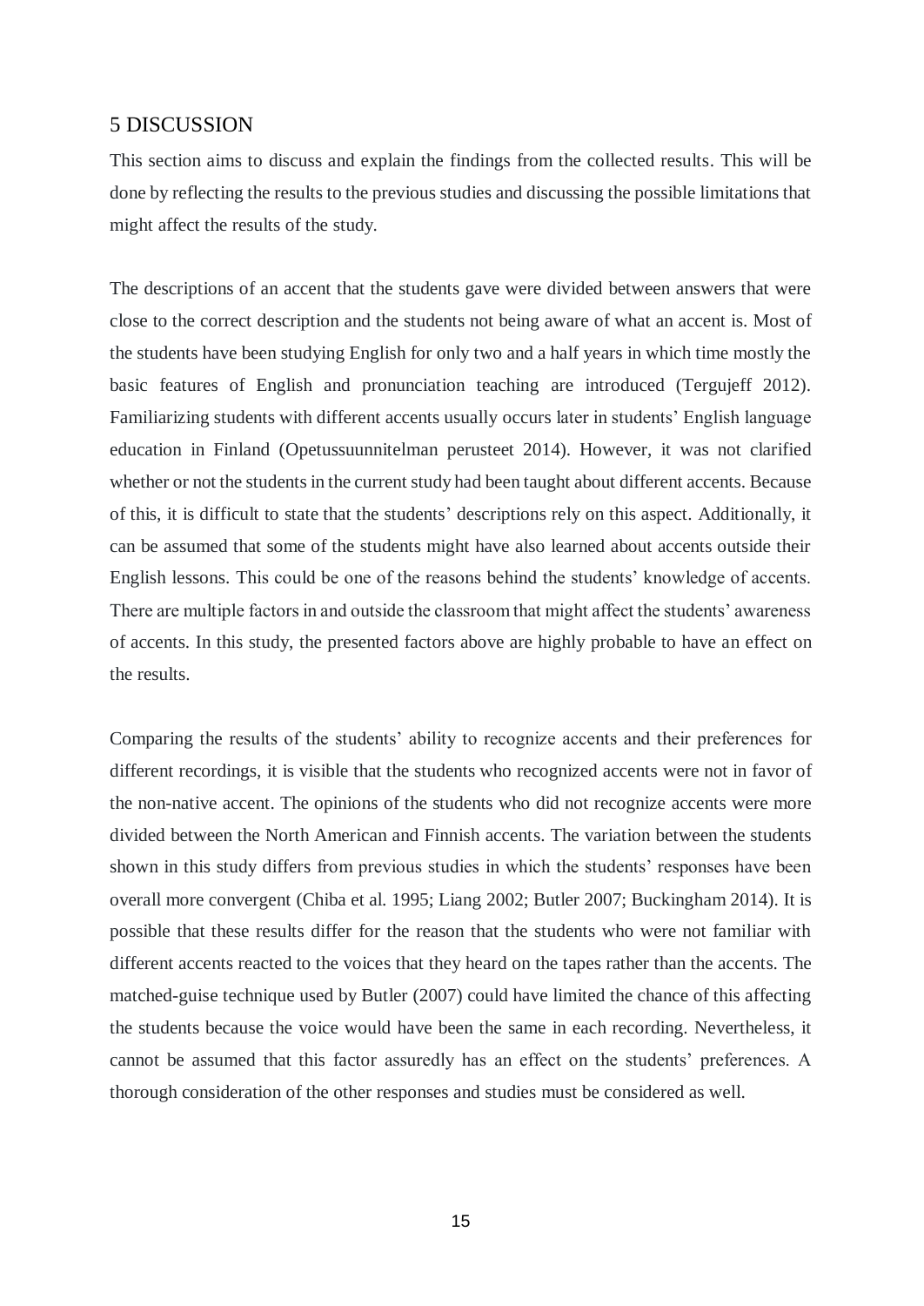## 5 DISCUSSION

This section aims to discuss and explain the findings from the collected results. This will be done by reflecting the results to the previous studies and discussing the possible limitations that might affect the results of the study.

The descriptions of an accent that the students gave were divided between answers that were close to the correct description and the students not being aware of what an accent is. Most of the students have been studying English for only two and a half years in which time mostly the basic features of English and pronunciation teaching are introduced (Tergujeff 2012). Familiarizing students with different accents usually occurs later in students' English language education in Finland (Opetussuunnitelman perusteet 2014). However, it was not clarified whether or not the students in the current study had been taught about different accents. Because of this, it is difficult to state that the students' descriptions rely on this aspect. Additionally, it can be assumed that some of the students might have also learned about accents outside their English lessons. This could be one of the reasons behind the students' knowledge of accents. There are multiple factors in and outside the classroom that might affect the students' awareness of accents. In this study, the presented factors above are highly probable to have an effect on the results.

Comparing the results of the students' ability to recognize accents and their preferences for different recordings, it is visible that the students who recognized accents were not in favor of the non-native accent. The opinions of the students who did not recognize accents were more divided between the North American and Finnish accents. The variation between the students shown in this study differs from previous studies in which the students' responses have been overall more convergent (Chiba et al. 1995; Liang 2002; Butler 2007; Buckingham 2014). It is possible that these results differ for the reason that the students who were not familiar with different accents reacted to the voices that they heard on the tapes rather than the accents. The matched-guise technique used by Butler (2007) could have limited the chance of this affecting the students because the voice would have been the same in each recording. Nevertheless, it cannot be assumed that this factor assuredly has an effect on the students' preferences. A thorough consideration of the other responses and studies must be considered as well.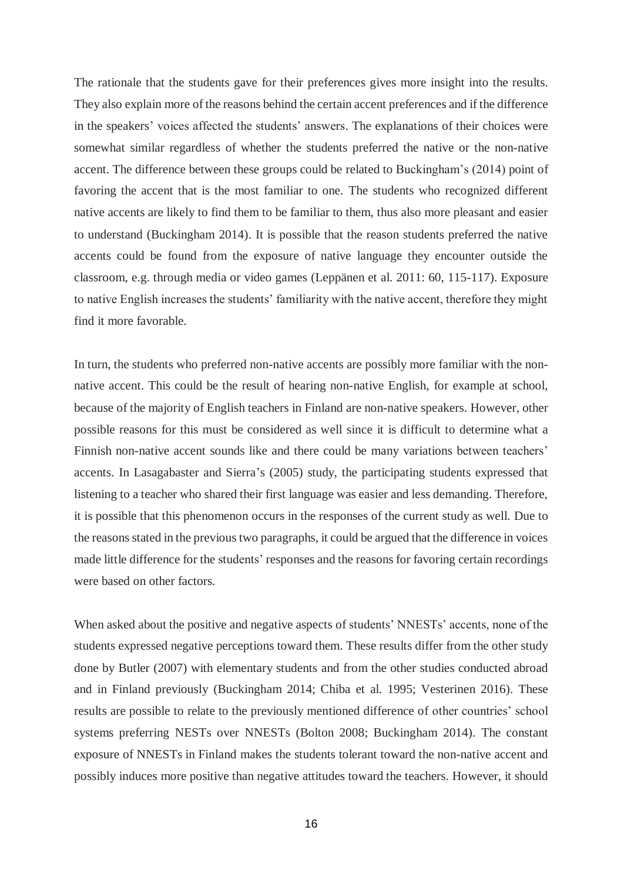The rationale that the students gave for their preferences gives more insight into the results. They also explain more of the reasons behind the certain accent preferences and if the difference in the speakers' voices affected the students' answers. The explanations of their choices were somewhat similar regardless of whether the students preferred the native or the non-native accent. The difference between these groups could be related to Buckingham's (2014) point of favoring the accent that is the most familiar to one. The students who recognized different native accents are likely to find them to be familiar to them, thus also more pleasant and easier to understand (Buckingham 2014). It is possible that the reason students preferred the native accents could be found from the exposure of native language they encounter outside the classroom, e.g. through media or video games (Leppänen et al. 2011: 60, 115-117). Exposure to native English increases the students' familiarity with the native accent, therefore they might find it more favorable.

In turn, the students who preferred non-native accents are possibly more familiar with the non-native accent. This could be the result of hearing non-native English, for example at school, because of the majority of English teachers in Finland are non-native speakers. However, other possible reasons for this must be considered as well since it is difficult to determine what a Finnish non-native accent sounds like and there could be many variations between teachers' accents. In Lasagabaster and Sierra's (2005) study, the participating students expressed that listening to a teacher who shared their first language was easier and less demanding. Therefore, it is possible that this phenomenon occurs in the responses of the current study as well. Due to the reasons stated in the previous two paragraphs, it could be argued that the difference in voices made little difference for the students' responses and the reasons for favoring certain recordings were based on other factors.

When asked about the positive and negative aspects of students' NNESTs' accents, none of the students expressed negative perceptions toward them. These results differ from the other study done by Butler (2007) with elementary students and from the other studies conducted abroad and in Finland previously (Buckingham 2014; Chiba et al. 1995; Vesterinen 2016). These results are possible to relate to the previously mentioned difference of other countries' school systems preferring NESTs over NNESTs (Bolton 2008; Buckingham 2014). The constant exposure of NNESTs in Finland makes the students tolerant toward the non-native accent and possibly induces more positive than negative attitudes toward the teachers. However, it should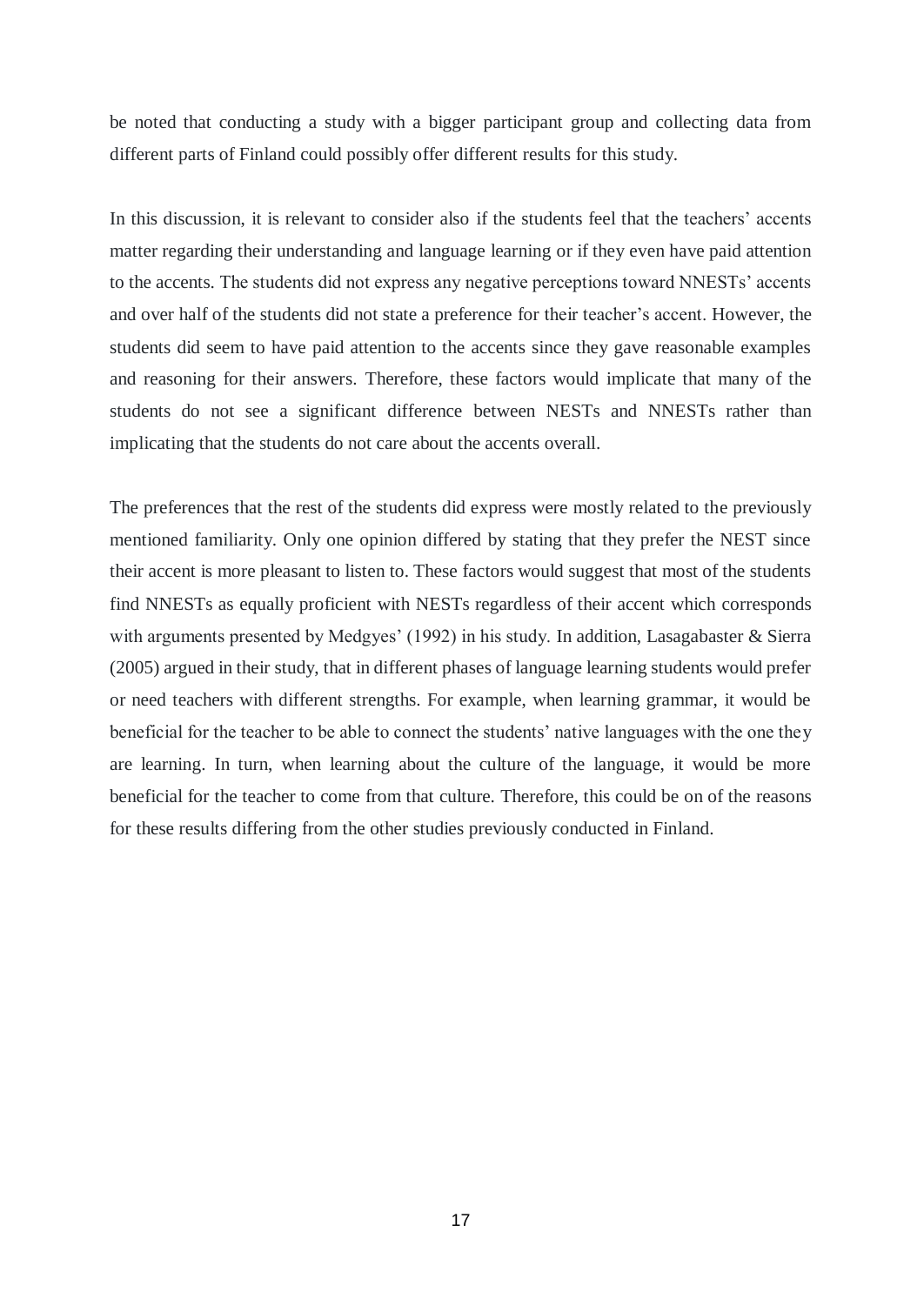be noted that conducting a study with a bigger participant group and collecting data from different parts of Finland could possibly offer different results for this study.

In this discussion, it is relevant to consider also if the students feel that the teachers' accents matter regarding their understanding and language learning or if they even have paid attention to the accents. The students did not express any negative perceptions toward NNESTs' accents and over half of the students did not state a preference for their teacher's accent. However, the students did seem to have paid attention to the accents since they gave reasonable examples and reasoning for their answers. Therefore, these factors would implicate that many of the students do not see a significant difference between NESTs and NNESTs rather than implicating that the students do not care about the accents overall.

The preferences that the rest of the students did express were mostly related to the previously mentioned familiarity. Only one opinion differed by stating that they prefer the NEST since their accent is more pleasant to listen to. These factors would suggest that most of the students find NNESTs as equally proficient with NESTs regardless of their accent which corresponds with arguments presented by Medgyes' (1992) in his study. In addition, Lasagabaster & Sierra (2005) argued in their study, that in different phases of language learning students would prefer or need teachers with different strengths. For example, when learning grammar, it would be beneficial for the teacher to be able to connect the students' native languages with the one they are learning. In turn, when learning about the culture of the language, it would be more beneficial for the teacher to come from that culture. Therefore, this could be on of the reasons for these results differing from the other studies previously conducted in Finland.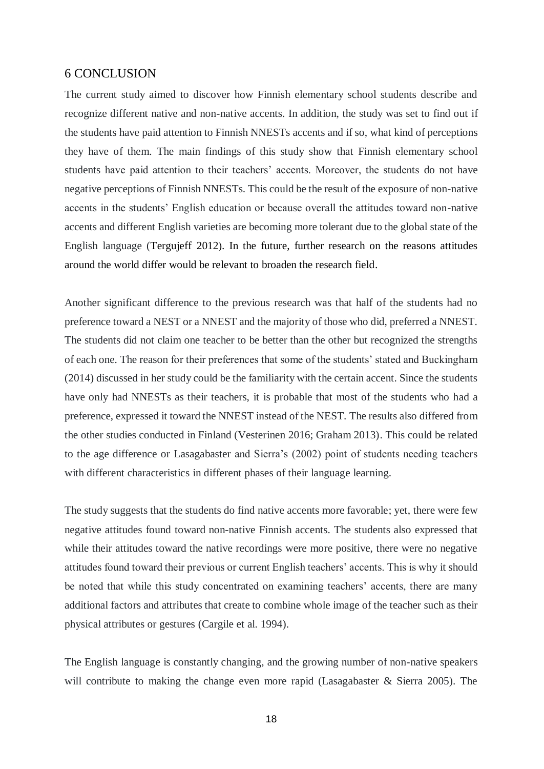# 6 CONCLUSION

The current study aimed to discover how Finnish elementary school students describe and recognize different native and non-native accents. In addition, the study was set to find out if the students have paid attention to Finnish NNESTs accents and if so, what kind of perceptions they have of them. The main findings of this study show that Finnish elementary school students have paid attention to their teachers' accents. Moreover, the students do not have negative perceptions of Finnish NNESTs. This could be the result of the exposure of non-native accents in the students' English education or because overall the attitudes toward non-native accents and different English varieties are becoming more tolerant due to the global state of the English language (Tergujeff 2012). In the future, further research on the reasons attitudes around the world differ would be relevant to broaden the research field.

Another significant difference to the previous research was that half of the students had no preference toward a NEST or a NNEST and the majority of those who did, preferred a NNEST. The students did not claim one teacher to be better than the other but recognized the strengths of each one. The reason for their preferences that some of the students' stated and Buckingham (2014) discussed in her study could be the familiarity with the certain accent. Since the students have only had NNESTs as their teachers, it is probable that most of the students who had a preference, expressed it toward the NNEST instead of the NEST. The results also differed from the other studies conducted in Finland (Vesterinen 2016; Graham 2013). This could be related to the age difference or Lasagabaster and Sierra's (2002) point of students needing teachers with different characteristics in different phases of their language learning.

The study suggests that the students do find native accents more favorable; yet, there were few negative attitudes found toward non-native Finnish accents. The students also expressed that while their attitudes toward the native recordings were more positive, there were no negative attitudes found toward their previous or current English teachers' accents. This is why it should be noted that while this study concentrated on examining teachers' accents, there are many additional factors and attributes that create to combine whole image of the teacher such as their physical attributes or gestures (Cargile et al. 1994).

The English language is constantly changing, and the growing number of non-native speakers will contribute to making the change even more rapid (Lasagabaster & Sierra 2005). The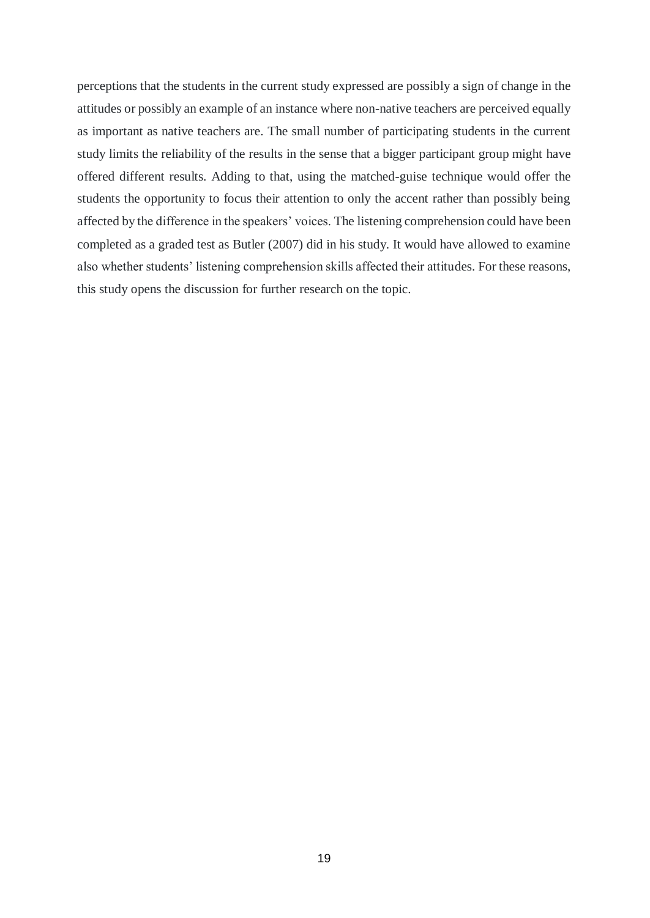perceptions that the students in the current study expressed are possibly a sign of change in the attitudes or possibly an example of an instance where non-native teachers are perceived equally as important as native teachers are. The small number of participating students in the current study limits the reliability of the results in the sense that a bigger participant group might have offered different results. Adding to that, using the matched-guise technique would offer the students the opportunity to focus their attention to only the accent rather than possibly being affected by the difference in the speakers' voices. The listening comprehension could have been completed as a graded test as Butler (2007) did in his study. It would have allowed to examine also whether students' listening comprehension skills affected their attitudes. For these reasons, this study opens the discussion for further research on the topic.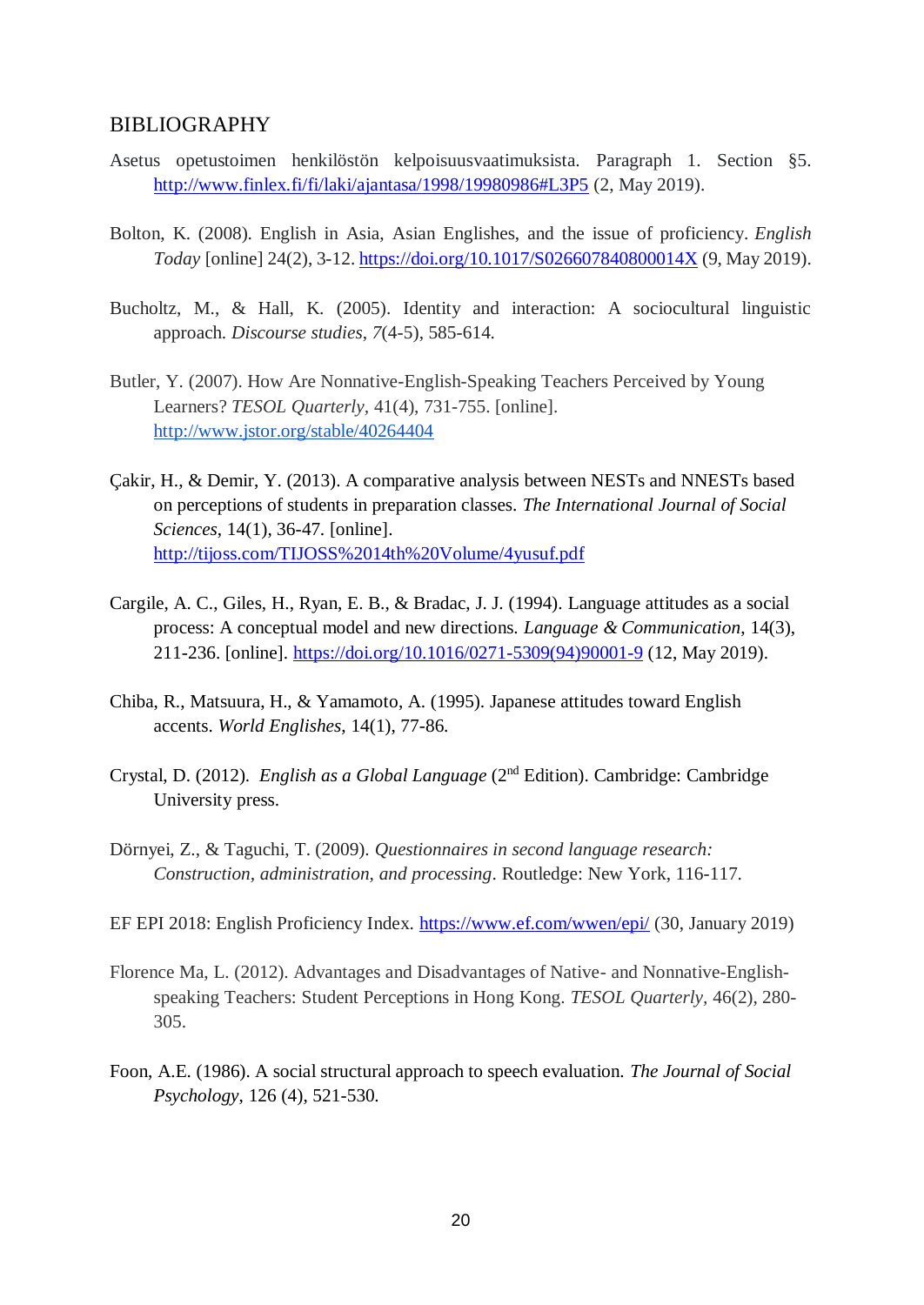# BIBLIOGRAPHY

Asetus opetustoimen henkilöstön kelpoisuusvaatimuksista. Paragraph 1. Section §5. http://www.finlex.fi/fi/laki/ajantasa/1998/19980986#L3P5 (2, May 2019).

Bolton, K. (2008). English in Asia, Asian Englishes, and the issue of proficiency. *English Today* [online] 24(2), 3-12. https://doi.org/10.1017/S026607840800014X (9, May 2019).

Bucholtz, M., & Hall, K. (2005). Identity and interaction: A sociocultural linguistic approach. *Discourse studies*, *7*(4-5), 585-614.

Butler, Y. (2007). How Are Nonnative-English-Speaking Teachers Perceived by Young Learners? *TESOL Quarterly*, 41(4), 731-755. [online]. http://www.jstor.org/stable/40264404

Çakir, H., & Demir, Y. (2013). A comparative analysis between NESTs and NNESTs based on perceptions of students in preparation classes. *The International Journal of Social Sciences*, 14(1), 36-47. [online]. http://tijoss.com/TIJOSS%2014th%20Volume/4yusuf.pdf

Cargile, A. C., Giles, H., Ryan, E. B., & Bradac, J. J. (1994). Language attitudes as a social process: A conceptual model and new directions. *Language & Communication*, 14(3), 211-236. [online]. https://doi.org/10.1016/0271-5309(94)90001-9 (12, May 2019).

Chiba, R., Matsuura, H., & Yamamoto, A. (1995). Japanese attitudes toward English accents. *World Englishes*, 14(1), 77-86.

Crystal, D. (2012). *English as a Global Language* (2nd Edition). Cambridge: Cambridge University press.

Dörnyei, Z., & Taguchi, T. (2009). *Questionnaires in second language research: Construction, administration, and processing*. Routledge: New York, 116-117.

EF EPI 2018: English Proficiency Index. https://www.ef.com/wwen/epi/ (30, January 2019)

Florence Ma, L. (2012). Advantages and Disadvantages of Native- and Nonnative-English-speaking Teachers: Student Perceptions in Hong Kong. *TESOL Quarterly*, 46(2), 280-305.

Foon, A.E. (1986). A social structural approach to speech evaluation. *The Journal of Social Psychology*, 126 (4), 521-530.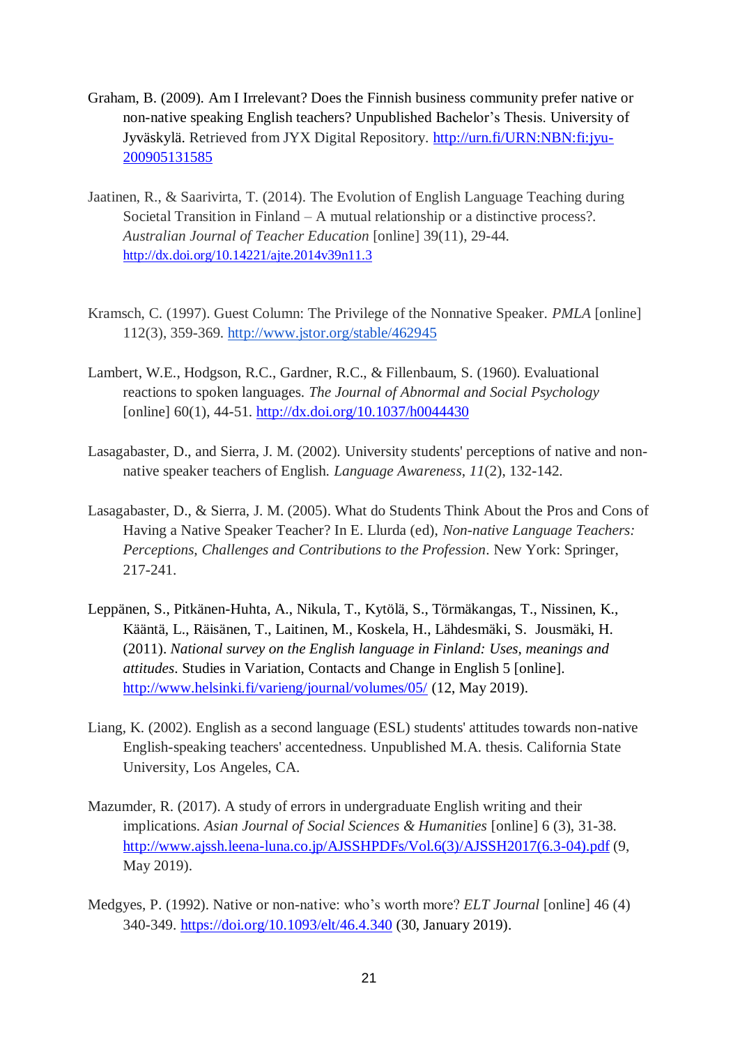Graham, B. (2009). Am I Irrelevant? Does the Finnish business community prefer native or non-native speaking English teachers? Unpublished Bachelor's Thesis. University of Jyväskylä. Retrieved from JYX Digital Repository. http://urn.fi/URN:NBN:fi:jyu-200905131585

Jaatinen, R., & Saarivirta, T. (2014). The Evolution of English Language Teaching during Societal Transition in Finland – A mutual relationship or a distinctive process?. *Australian Journal of Teacher Education* [online] 39(11), 29-44. http://dx.doi.org/10.14221/ajte.2014v39n11.3

Kramsch, C. (1997). Guest Column: The Privilege of the Nonnative Speaker. *PMLA* [online] 112(3), 359-369. http://www.jstor.org/stable/462945

Lambert, W.E., Hodgson, R.C., Gardner, R.C., & Fillenbaum, S. (1960). Evaluational reactions to spoken languages. *The Journal of Abnormal and Social Psychology* [online] 60(1), 44-51. http://dx.doi.org/10.1037/h0044430

Lasagabaster, D., and Sierra, J. M. (2002). University students' perceptions of native and non-native speaker teachers of English. *Language Awareness*, *11*(2), 132-142.

Lasagabaster, D., & Sierra, J. M. (2005). What do Students Think About the Pros and Cons of Having a Native Speaker Teacher? In E. Llurda (ed), *Non-native Language Teachers: Perceptions, Challenges and Contributions to the Profession*. New York: Springer, 217-241.

Leppänen, S., Pitkänen-Huhta, A., Nikula, T., Kytölä, S., Törmäkangas, T., Nissinen, K., Kääntä, L., Räisänen, T., Laitinen, M., Koskela, H., Lähdesmäki, S. Jousmäki, H. (2011). *National survey on the English language in Finland: Uses, meanings and attitudes*. Studies in Variation, Contacts and Change in English 5 [online]. http://www.helsinki.fi/varieng/journal/volumes/05/ (12, May 2019).

Liang, K. (2002). English as a second language (ESL) students' attitudes towards non-native English-speaking teachers' accentedness. Unpublished M.A. thesis. California State University, Los Angeles, CA.

Mazumder, R. (2017). A study of errors in undergraduate English writing and their implications. *Asian Journal of Social Sciences & Humanities* [online] 6 (3), 31-38. http://www.ajssh.leena-luna.co.jp/AJSSHPDFs/Vol.6(3)/AJSSH2017(6.3-04).pdf (9, May 2019).

Medgyes, P. (1992). Native or non-native: who's worth more? *ELT Journal* [online] 46 (4) 340-349. https://doi.org/10.1093/elt/46.4.340 (30, January 2019).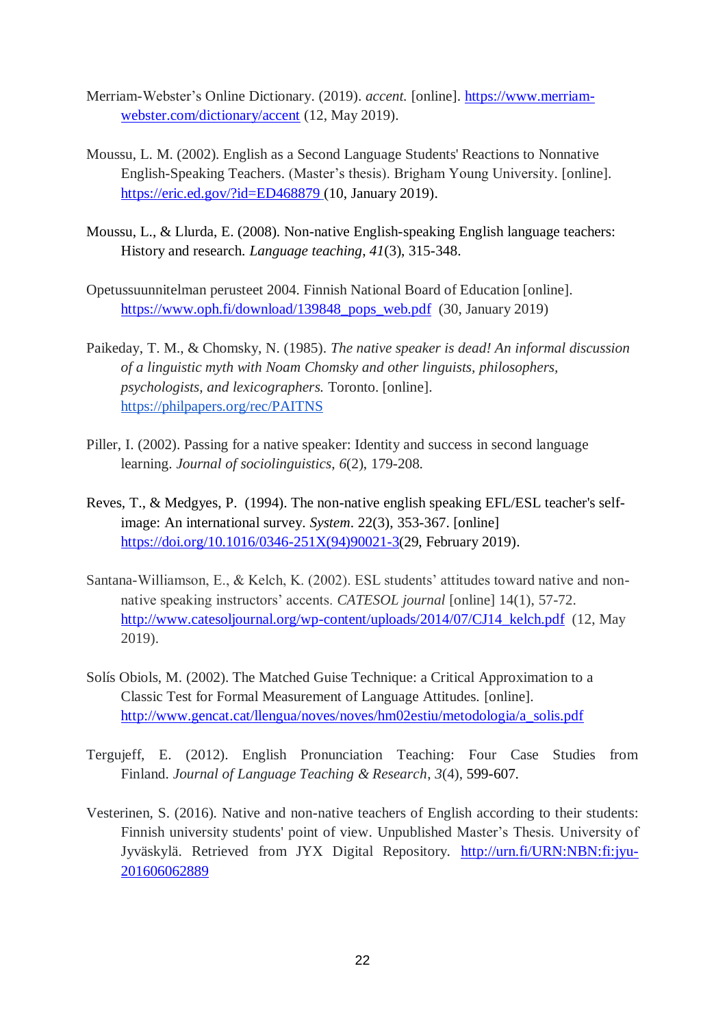Merriam-Webster's Online Dictionary. (2019). *accent.* [online]. https://www.merriam-webster.com/dictionary/accent (12, May 2019).

Moussu, L. M. (2002). English as a Second Language Students' Reactions to Nonnative English-Speaking Teachers. (Master's thesis). Brigham Young University. [online]. https://eric.ed.gov/?id=ED468879 (10, January 2019).

Moussu, L., & Llurda, E. (2008). Non-native English-speaking English language teachers: History and research. *Language teaching*, *41*(3), 315-348.

Opetussuunnitelman perusteet 2004. Finnish National Board of Education [online]. https://www.oph.fi/download/139848_pops_web.pdf (30, January 2019)

Paikeday, T. M., & Chomsky, N. (1985). *The native speaker is dead! An informal discussion of a linguistic myth with Noam Chomsky and other linguists, philosophers, psychologists, and lexicographers.* Toronto. [online]. https://philpapers.org/rec/PAITNS

Piller, I. (2002). Passing for a native speaker: Identity and success in second language learning. *Journal of sociolinguistics*, *6*(2), 179-208.

Reves, T., & Medgyes, P. (1994). The non-native english speaking EFL/ESL teacher's self-image: An international survey. *System*. 22(3), 353-367. [online] https://doi.org/10.1016/0346-251X(94)90021-3(29, February 2019).

Santana-Williamson, E., & Kelch, K. (2002). ESL students' attitudes toward native and non-native speaking instructors' accents. *CATESOL journal* [online] 14(1), 57-72. http://www.catesoljournal.org/wp-content/uploads/2014/07/CJ14_kelch.pdf (12, May 2019).

Solís Obiols, M. (2002). The Matched Guise Technique: a Critical Approximation to a Classic Test for Formal Measurement of Language Attitudes. [online]. http://www.gencat.cat/llengua/noves/noves/hm02estiu/metodologia/a_solis.pdf

Tergujeff, E. (2012). English Pronunciation Teaching: Four Case Studies from Finland. *Journal of Language Teaching & Research*, *3*(4), 599-607.

Vesterinen, S. (2016). Native and non-native teachers of English according to their students: Finnish university students' point of view. Unpublished Master's Thesis. University of Jyväskylä. Retrieved from JYX Digital Repository. http://urn.fi/URN:NBN:fi:jyu-201606062889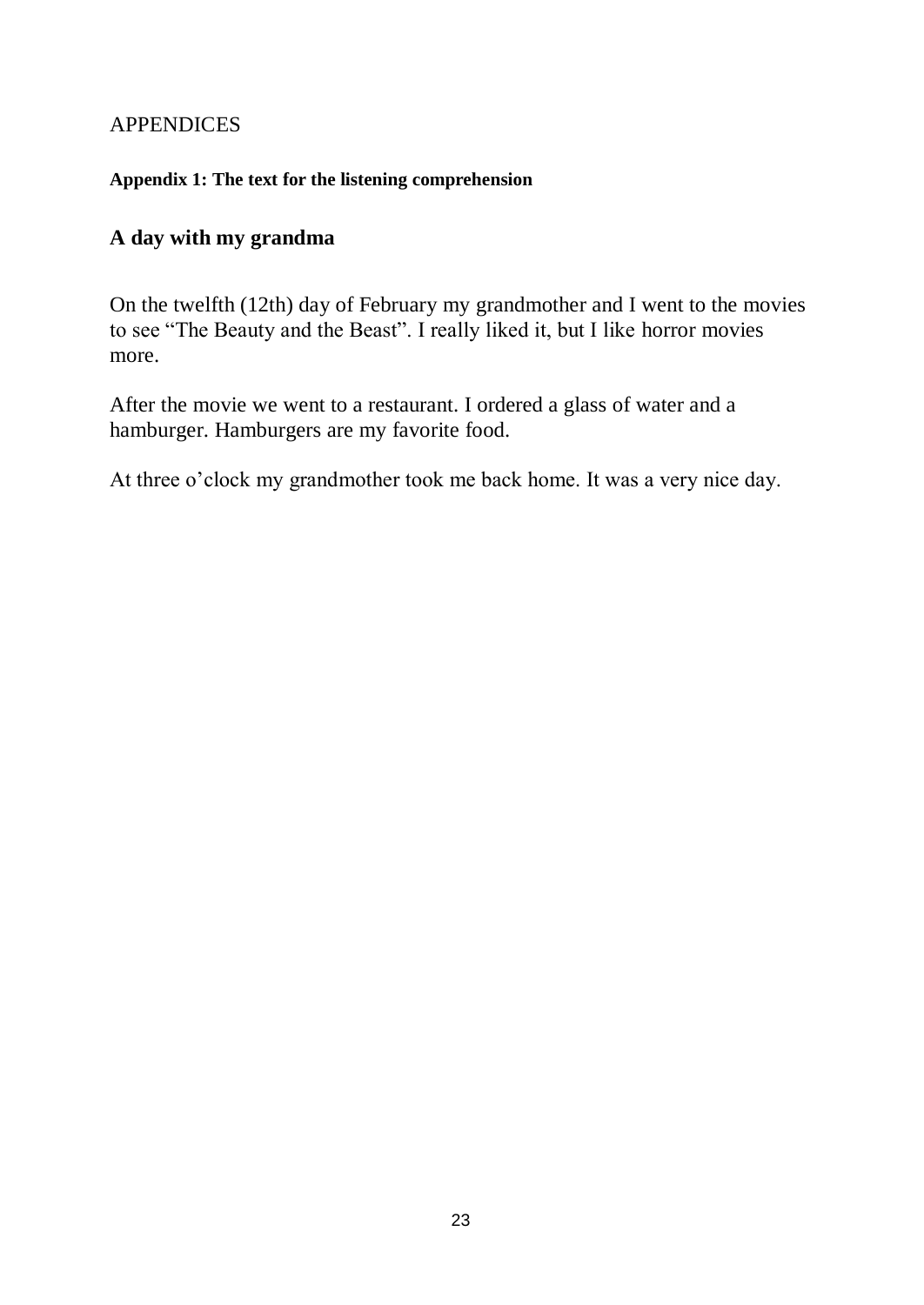# APPENDICES

**Appendix 1: The text for the listening comprehension**

## A day with my grandma

On the twelfth (12th) day of February my grandmother and I went to the movies to see “The Beauty and the Beast”. I really liked it, but I like horror movies more.

After the movie we went to a restaurant. I ordered a glass of water and a hamburger. Hamburgers are my favorite food.

At three o’clock my grandmother took me back home. It was a very nice day.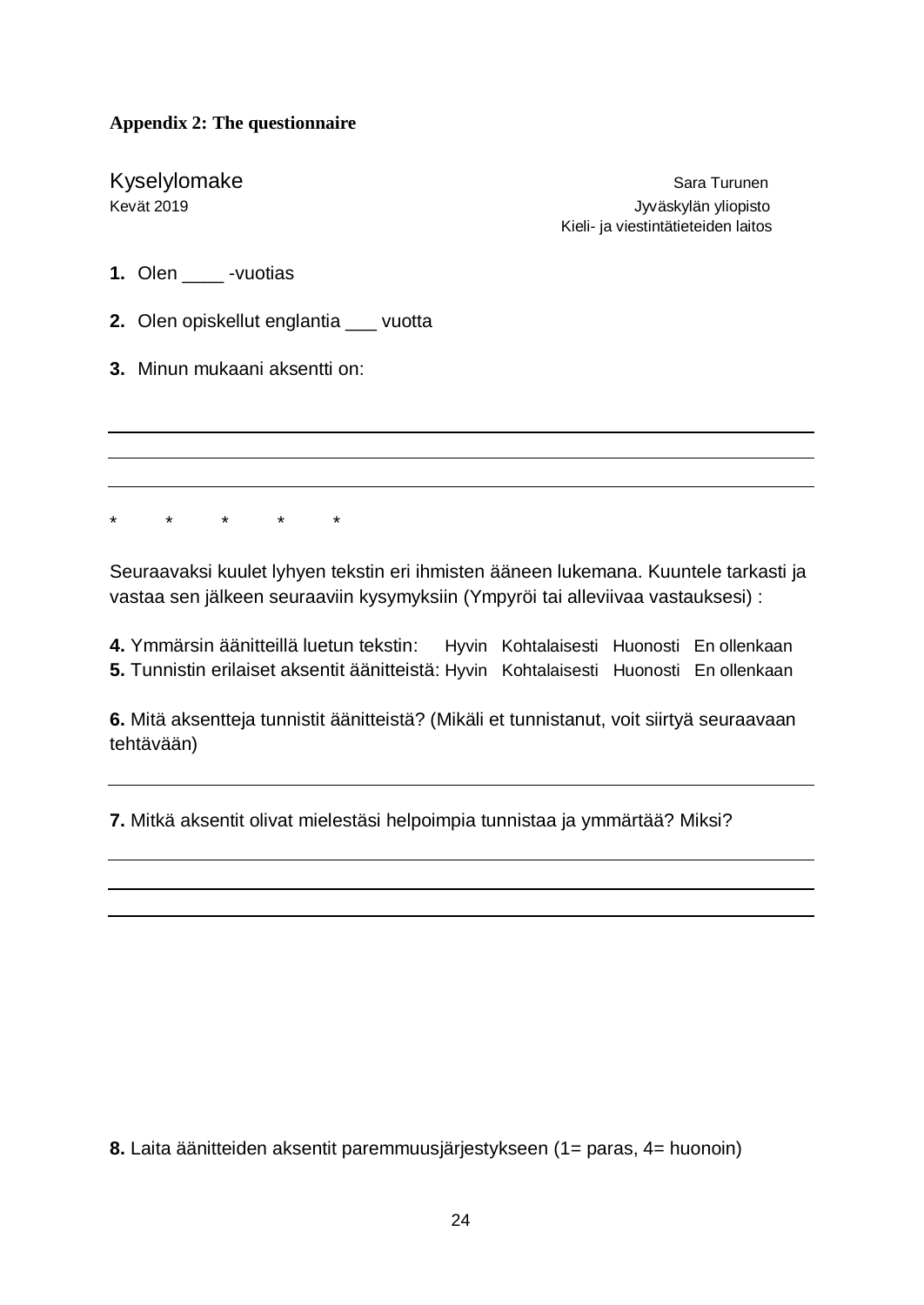**Appendix 2: The questionnaire**

Kyselylomake

Kevät 2019

Sara Turunen

Jyväskylän yliopisto

Kieli- ja viestintätieteiden laitos

**1.** Olen ____ -vuotias

**2.** Olen opiskellut englantia ___ vuotta

**3.** Minun mukaani aksentti on:

___

___

___

* * * * *

Seuraavaksi kuulet lyhyen tekstin eri ihmisten ääneen lukemana. Kuuntele tarkasti ja vastaa sen jälkeen seuraaviin kysymyksiin (Ympyröi tai alleviivaa vastauksesi) :

**4.** Ymmärsin äänitteillä luetun tekstin: Hyvin Kohtalaisesti Huonosti En ollenkaan

**5.** Tunnistin erilaiset aksentit äänitteistä: Hyvin Kohtalaisesti Huonosti En ollenkaan

**6.** Mitä aksentteja tunnistit äänitteistä? (Mikäli et tunnistanut, voit siirtyä seuraavaan tehtävään)

___

**7.** Mitkä aksentit olivat mielestäsi helpoimpia tunnistaa ja ymmärtää? Miksi?

___

___

___

**8.** Laita äänitteiden aksentit paremmuusjärjestykseen (1= paras, 4= huonoin)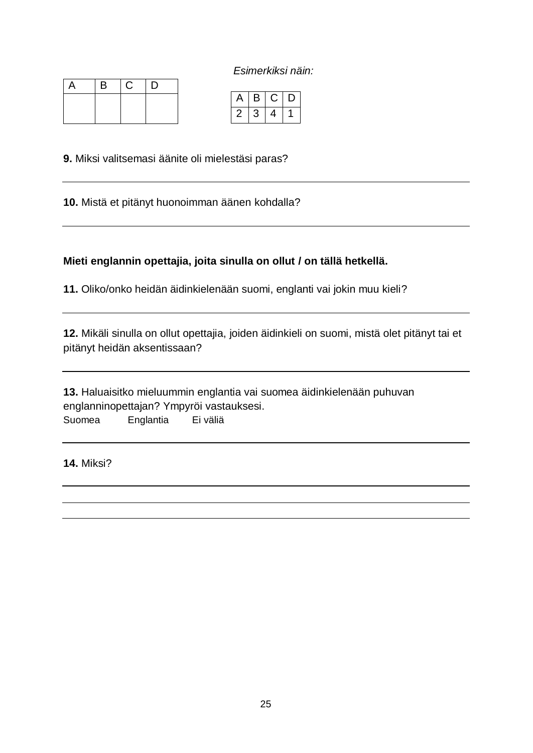*Esimerkiksi näin:*

| A | B | C | D |
|---|---|---|---|
| | | | |

| A | B | C | D |
|---|---|---|---|
| 2 | 3 | 4 | 1 |

**9.** Miksi valitsemasi äänite oli mielestäsi paras?

---

**10.** Mistä et pitänyt huonoimman äänen kohdalla?

---

**Mieti englannin opettajia, joita sinulla on ollut / on tällä hetkellä.**

**11.** Oliko/onko heidän äidinkielenään suomi, englanti vai jokin muu kieli?

---

**12.** Mikäli sinulla on ollut opettajia, joiden äidinkieli on suomi, mistä olet pitänyt tai et pitänyt heidän aksentissaan?

---

**13.** Haluaisitko mieluummin englantia vai suomea äidinkielenään puhuvan englanninopettajan? Ympyröi vastauksesi.

Suomea Englantia Ei väliä

---

**14.** Miksi?

---

---

---